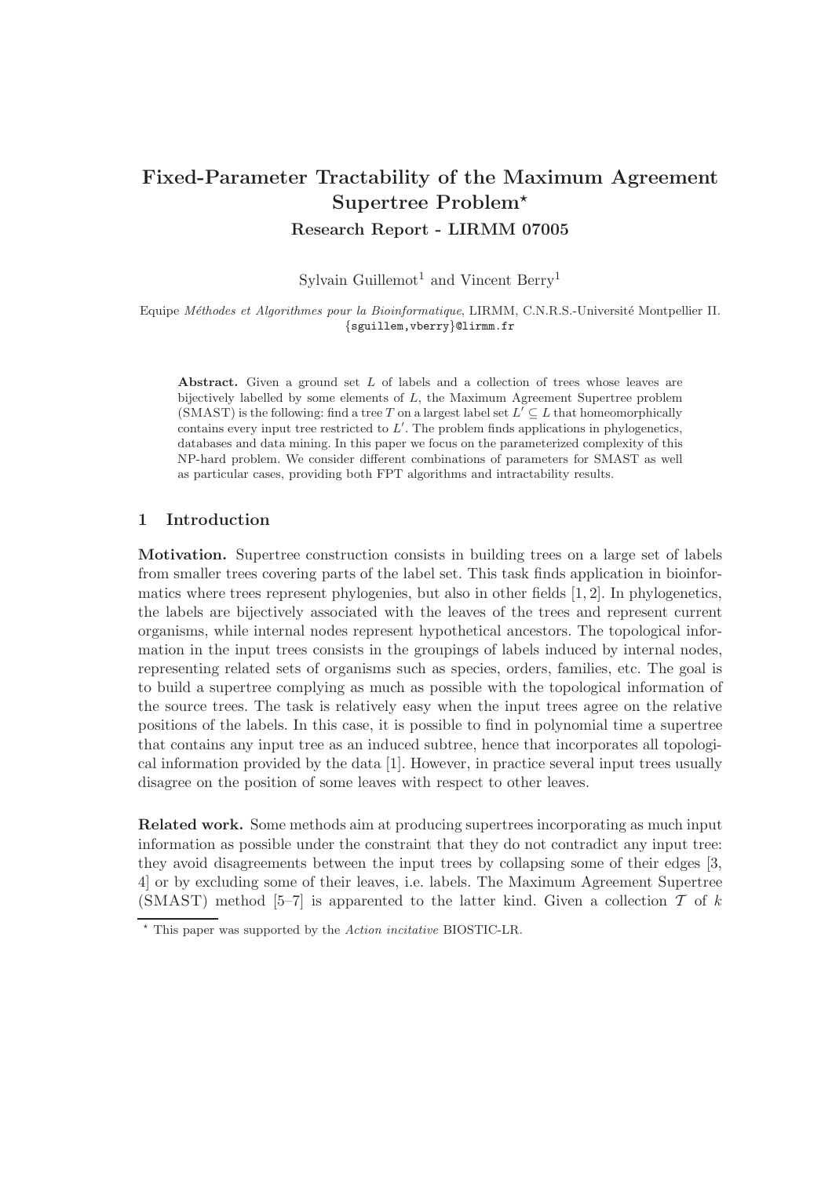# Fixed-Parameter Tractability of the Maximum Agreement Supertree Problem*

**Research Report - LIRMM 07005**

Sylvain Guillemot[1] and Vincent Berry[1]

Equipe *Méthodes et Algorithmes pour la Bioinformatique*, LIRMM, C.N.R.S.-Université Montpellier II.
{sguillem,vberry}@lirmm.fr

**Abstract.** Given a ground set $L$ of labels and a collection of trees whose leaves are bijectively labelled by some elements of $L$, the Maximum Agreement Supertree problem (SMAST) is the following: find a tree $T$ on a largest label set $L' \subseteq L$ that homeomorphically contains every input tree restricted to $L'$. The problem finds applications in phylogenetics, databases and data mining. In this paper we focus on the parameterized complexity of this NP-hard problem. We consider different combinations of parameters for SMAST as well as particular cases, providing both FPT algorithms and intractability results.

## 1 Introduction

**Motivation.** Supertree construction consists in building trees on a large set of labels from smaller trees covering parts of the label set. This task finds application in bioinformatics where trees represent phylogenies, but also in other fields [1, 2]. In phylogenetics, the labels are bijectively associated with the leaves of the trees and represent current organisms, while internal nodes represent hypothetical ancestors. The topological information in the input trees consists in the groupings of labels induced by internal nodes, representing related sets of organisms such as species, orders, families, etc. The goal is to build a supertree complying as much as possible with the topological information of the source trees. The task is relatively easy when the input trees agree on the relative positions of the labels. In this case, it is possible to find in polynomial time a supertree that contains any input tree as an induced subtree, hence that incorporates all topological information provided by the data [1]. However, in practice several input trees usually disagree on the position of some leaves with respect to other leaves.

**Related work.** Some methods aim at producing supertrees incorporating as much input information as possible under the constraint that they do not contradict any input tree: they avoid disagreements between the input trees by collapsing some of their edges [3, 4] or by excluding some of their leaves, i.e. labels. The Maximum Agreement Supertree (SMAST) method [5–7] is apparented to the latter kind. Given a collection $\mathcal{T}$ of $k$

* This paper was supported by the *Action incitative* BIOSTIC-LR.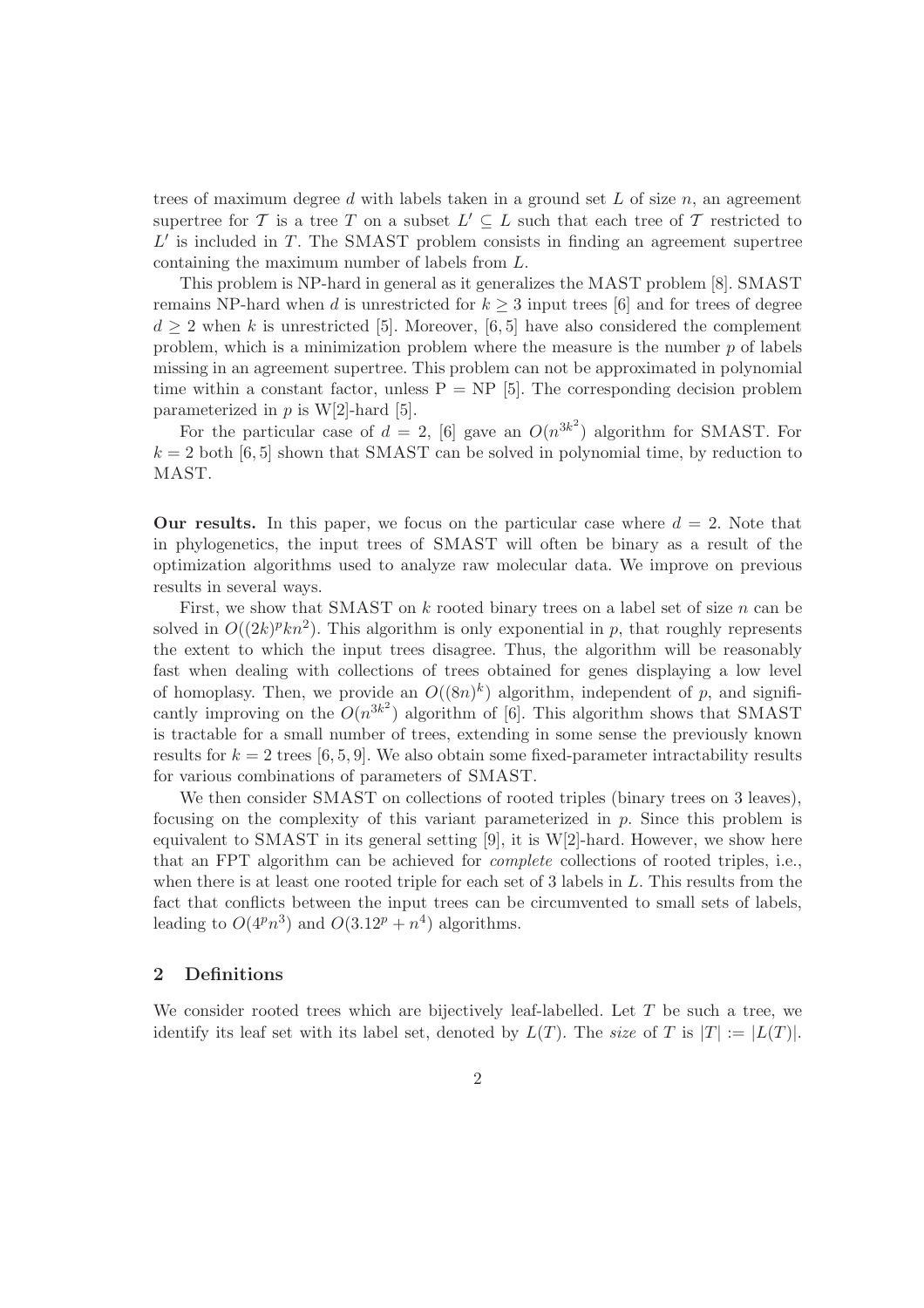trees of maximum degree $d$ with labels taken in a ground set $L$ of size $n$, an agreement supertree for $\mathcal{T}$ is a tree $T$ on a subset $L' \subseteq L$ such that each tree of $\mathcal{T}$ restricted to $L'$ is included in $T$. The SMAST problem consists in finding an agreement supertree containing the maximum number of labels from $L$.

This problem is NP-hard in general as it generalizes the MAST problem [8]. SMAST remains NP-hard when $d$ is unrestricted for $k \geq 3$ input trees [6] and for trees of degree $d \geq 2$ when $k$ is unrestricted [5]. Moreover, [6, 5] have also considered the complement problem, which is a minimization problem where the measure is the number $p$ of labels missing in an agreement supertree. This problem can not be approximated in polynomial time within a constant factor, unless P = NP [5]. The corresponding decision problem parameterized in $p$ is W[2]-hard [5].

For the particular case of $d = 2$, [6] gave an $O(n^{3k^2})$ algorithm for SMAST. For $k = 2$ both [6, 5] shown that SMAST can be solved in polynomial time, by reduction to MAST.

**Our results.** In this paper, we focus on the particular case where $d = 2$. Note that in phylogenetics, the input trees of SMAST will often be binary as a result of the optimization algorithms used to analyze raw molecular data. We improve on previous results in several ways.

First, we show that SMAST on $k$ rooted binary trees on a label set of size $n$ can be solved in $O((2k)^p kn^2)$. This algorithm is only exponential in $p$, that roughly represents the extent to which the input trees disagree. Thus, the algorithm will be reasonably fast when dealing with collections of trees obtained for genes displaying a low level of homoplasy. Then, we provide an $O((8n)^k)$ algorithm, independent of $p$, and significantly improving on the $O(n^{3k^2})$ algorithm of [6]. This algorithm shows that SMAST is tractable for a small number of trees, extending in some sense the previously known results for $k = 2$ trees [6, 5, 9]. We also obtain some fixed-parameter intractability results for various combinations of parameters of SMAST.

We then consider SMAST on collections of rooted triples (binary trees on 3 leaves), focusing on the complexity of this variant parameterized in $p$. Since this problem is equivalent to SMAST in its general setting [9], it is W[2]-hard. However, we show here that an FPT algorithm can be achieved for *complete* collections of rooted triples, i.e., when there is at least one rooted triple for each set of 3 labels in $L$. This results from the fact that conflicts between the input trees can be circumvented to small sets of labels, leading to $O(4^p n^3)$ and $O(3.12^p + n^4)$ algorithms.

## 2 Definitions

We consider rooted trees which are bijectively leaf-labelled. Let $T$ be such a tree, we identify its leaf set with its label set, denoted by $L(T)$. The *size* of $T$ is $|T| := |L(T)|$.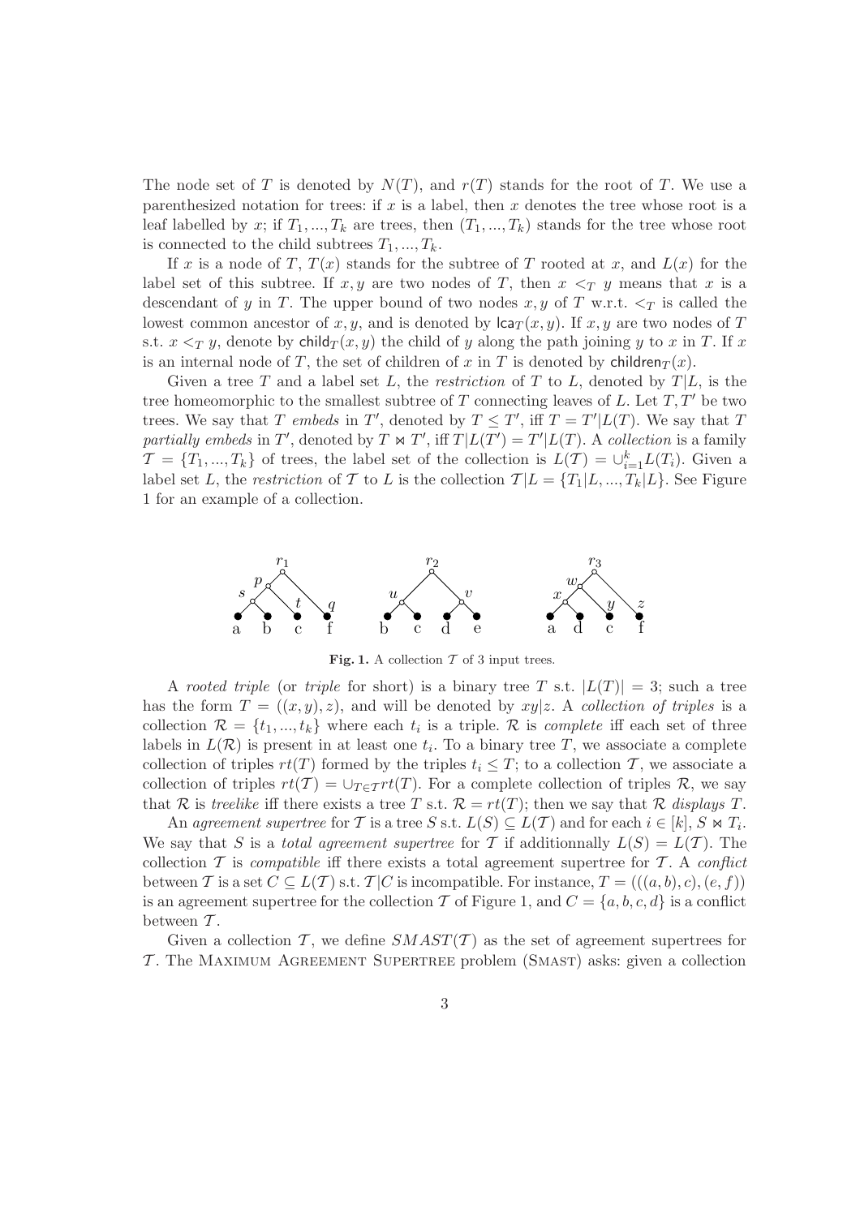The node set of $T$ is denoted by $N(T)$, and $r(T)$ stands for the root of $T$. We use a parenthesized notation for trees: if $x$ is a label, then $x$ denotes the tree whose root is a leaf labelled by $x$; if $T_1, ..., T_k$ are trees, then $(T_1, ..., T_k)$ stands for the tree whose root is connected to the child subtrees $T_1, ..., T_k$.

If $x$ is a node of $T$, $T(x)$ stands for the subtree of $T$ rooted at $x$, and $L(x)$ for the label set of this subtree. If $x, y$ are two nodes of $T$, then $x <_T y$ means that $x$ is a descendant of $y$ in $T$. The upper bound of two nodes $x, y$ of $T$ w.r.t. $<_T$ is called the lowest common ancestor of $x, y$, and is denoted by $\mathsf{lca}_T(x, y)$. If $x, y$ are two nodes of $T$ s.t. $x <_T y$, denote by $\mathsf{child}_T(x, y)$ the child of $y$ along the path joining $y$ to $x$ in $T$. If $x$ is an internal node of $T$, the set of children of $x$ in $T$ is denoted by $\mathsf{children}_T(x)$.

Given a tree $T$ and a label set $L$, the *restriction* of $T$ to $L$, denoted by $T|L$, is the tree homeomorphic to the smallest subtree of $T$ connecting leaves of $L$. Let $T, T'$ be two trees. We say that $T$ *embeds* in $T'$, denoted by $T \leq T'$, iff $T = T'|L(T)$. We say that $T$ *partially embeds* in $T'$, denoted by $T \bowtie T'$, iff $T|L(T') = T'|L(T)$. A *collection* is a family $\mathcal{T} = \{T_1, ..., T_k\}$ of trees, the label set of the collection is $L(\mathcal{T}) = \cup_{i=1}^{k} L(T_i)$. Given a label set $L$, the *restriction* of $\mathcal{T}$ to $L$ is the collection $\mathcal{T}|L = \{T_1|L, ..., T_k|L\}$. See Figure 1 for an example of a collection.

**Fig. 1.** A collection $\mathcal{T}$ of 3 input trees.

A *rooted triple* (or *triple* for short) is a binary tree $T$ s.t. $|L(T)| = 3$; such a tree has the form $T = ((x, y), z)$, and will be denoted by $xy|z$. A *collection of triples* is a collection $\mathcal{R} = \{t_1, ..., t_k\}$ where each $t_i$ is a triple. $\mathcal{R}$ is *complete* iff each set of three labels in $L(\mathcal{R})$ is present in at least one $t_i$. To a binary tree $T$, we associate a complete collection of triples $rt(T)$ formed by the triples $t_i \leq T$; to a collection $\mathcal{T}$, we associate a collection of triples $rt(\mathcal{T}) = \cup_{T \in \mathcal{T}} rt(T)$. For a complete collection of triples $\mathcal{R}$, we say that $\mathcal{R}$ is *treelike* iff there exists a tree $T$ s.t. $\mathcal{R} = rt(T)$; then we say that $\mathcal{R}$ *displays* $T$.

An *agreement supertree* for $\mathcal{T}$ is a tree $S$ s.t. $L(S) \subseteq L(\mathcal{T})$ and for each $i \in [k]$, $S \bowtie T_i$. We say that $S$ is a *total agreement supertree* for $\mathcal{T}$ if additionnally $L(S) = L(\mathcal{T})$. The collection $\mathcal{T}$ is *compatible* iff there exists a total agreement supertree for $\mathcal{T}$. A *conflict* between $\mathcal{T}$ is a set $C \subseteq L(\mathcal{T})$ s.t. $\mathcal{T}|C$ is incompatible. For instance, $T = (((a, b), c), (e, f))$ is an agreement supertree for the collection $\mathcal{T}$ of Figure 1, and $C = \{a, b, c, d\}$ is a conflict between $\mathcal{T}$.

Given a collection $\mathcal{T}$, we define $SMAST(\mathcal{T})$ as the set of agreement supertrees for $\mathcal{T}$. The Maximum Agreement Supertree problem (Smast) asks: given a collection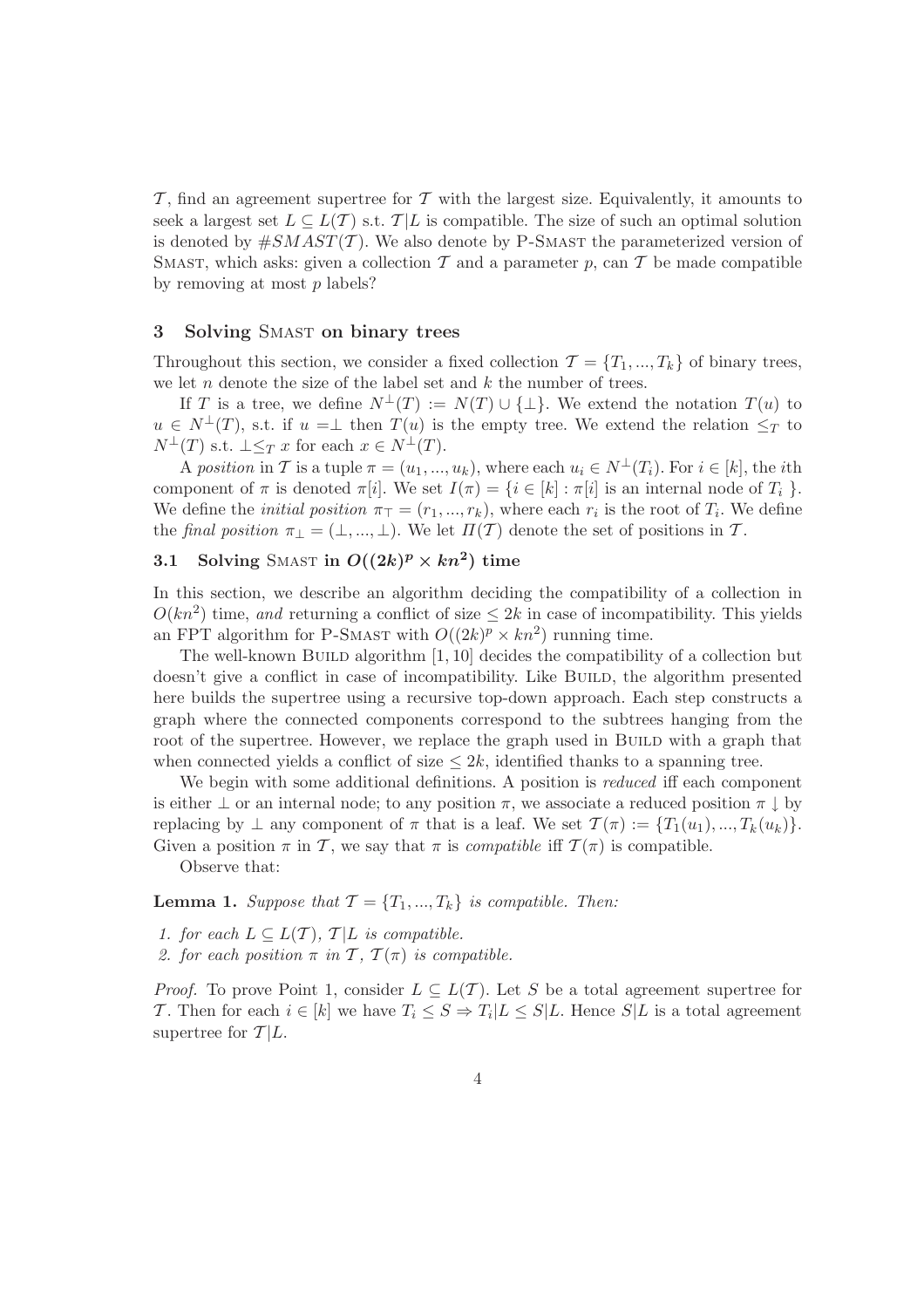$\mathcal{T}$, find an agreement supertree for $\mathcal{T}$ with the largest size. Equivalently, it amounts to seek a largest set $L \subseteq L(\mathcal{T})$ s.t. $\mathcal{T}|L$ is compatible. The size of such an optimal solution is denoted by $\#SMAST(\mathcal{T})$. We also denote by P-Smast the parameterized version of Smast, which asks: given a collection $\mathcal{T}$ and a parameter $p$, can $\mathcal{T}$ be made compatible by removing at most $p$ labels?

## 3 Solving Smast on binary trees

Throughout this section, we consider a fixed collection $\mathcal{T} = \{T_1, ..., T_k\}$ of binary trees, we let $n$ denote the size of the label set and $k$ the number of trees.

If $T$ is a tree, we define $N^{\perp}(T) := N(T) \cup \{\perp\}$. We extend the notation $T(u)$ to $u \in N^{\perp}(T)$, s.t. if $u = \perp$ then $T(u)$ is the empty tree. We extend the relation $\leq_T$ to $N^{\perp}(T)$ s.t. $\perp \leq_T x$ for each $x \in N^{\perp}(T)$.

A *position* in $\mathcal{T}$ is a tuple $\pi = (u_1, ..., u_k)$, where each $u_i \in N^{\perp}(T_i)$. For $i \in [k]$, the $i$th component of $\pi$ is denoted $\pi[i]$. We set $I(\pi) = \{i \in [k] : \pi[i]$ is an internal node of $T_i$ $\}$. We define the *initial position* $\pi_{\top} = (r_1, ..., r_k)$, where each $r_i$ is the root of $T_i$. We define the *final position* $\pi_{\perp} = (\perp, ..., \perp)$. We let $\Pi(\mathcal{T})$ denote the set of positions in $\mathcal{T}$.

### 3.1 Solving Smast in $O((2k)^p \times kn^2)$ time

In this section, we describe an algorithm deciding the compatibility of a collection in $O(kn^2)$ time, *and* returning a conflict of size $\leq 2k$ in case of incompatibility. This yields an FPT algorithm for P-Smast with $O((2k)^p \times kn^2)$ running time.

The well-known Build algorithm [1, 10] decides the compatibility of a collection but doesn't give a conflict in case of incompatibility. Like Build, the algorithm presented here builds the supertree using a recursive top-down approach. Each step constructs a graph where the connected components correspond to the subtrees hanging from the root of the supertree. However, we replace the graph used in Build with a graph that when connected yields a conflict of size $\leq 2k$, identified thanks to a spanning tree.

We begin with some additional definitions. A position is *reduced* iff each component is either $\perp$ or an internal node; to any position $\pi$, we associate a reduced position $\pi \downarrow$ by replacing by $\perp$ any component of $\pi$ that is a leaf. We set $\mathcal{T}(\pi) := \{T_1(u_1), ..., T_k(u_k)\}$. Given a position $\pi$ in $\mathcal{T}$, we say that $\pi$ is *compatible* iff $\mathcal{T}(\pi)$ is compatible.

Observe that:

**Lemma 1.** *Suppose that $\mathcal{T} = \{T_1, ..., T_k\}$ is compatible. Then:*

1. *for each $L \subseteq L(\mathcal{T})$, $\mathcal{T}|L$ is compatible.*
2. *for each position $\pi$ in $\mathcal{T}$, $\mathcal{T}(\pi)$ is compatible.*

*Proof.* To prove Point 1, consider $L \subseteq L(\mathcal{T})$. Let $S$ be a total agreement supertree for $\mathcal{T}$. Then for each $i \in [k]$ we have $T_i \leq S \Rightarrow T_i|L \leq S|L$. Hence $S|L$ is a total agreement supertree for $\mathcal{T}|L$.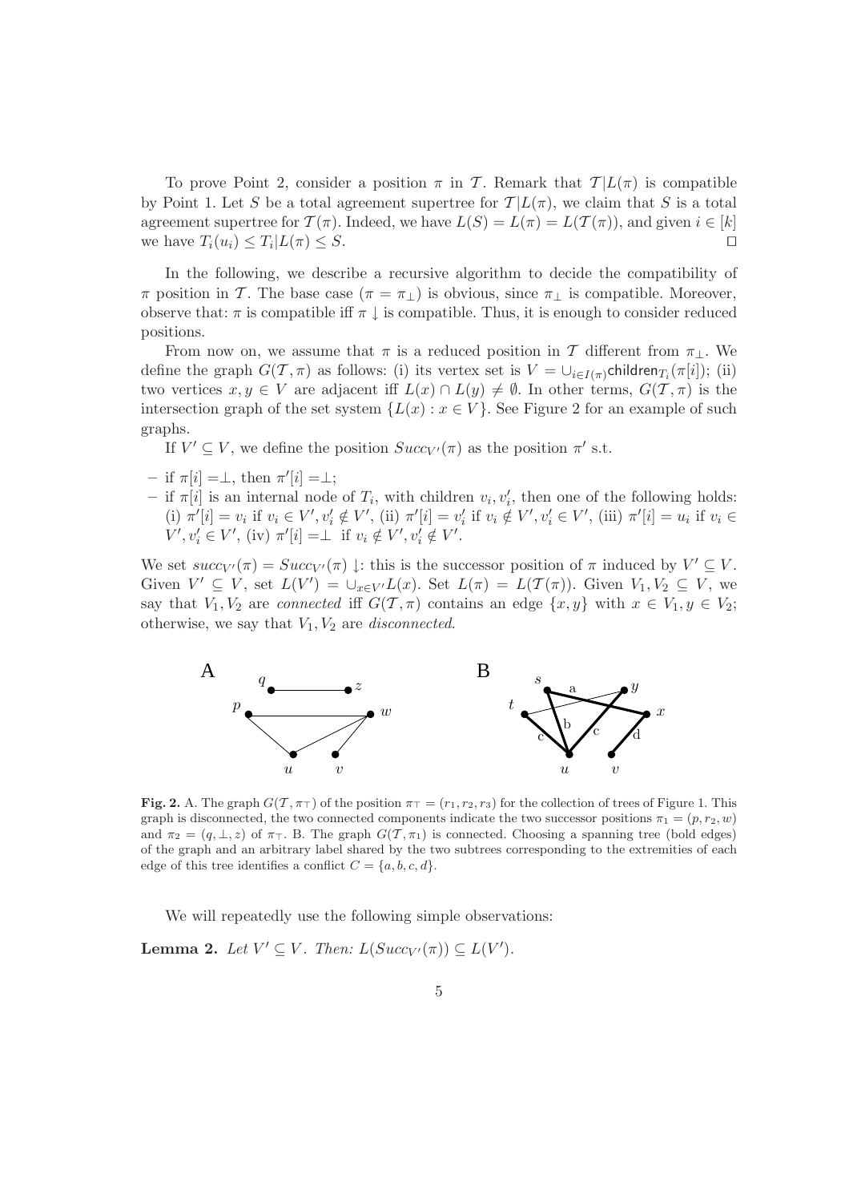To prove Point 2, consider a position $\pi$ in $\mathcal{T}$. Remark that $\mathcal{T}|L(\pi)$ is compatible by Point 1. Let $S$ be a total agreement supertree for $\mathcal{T}|L(\pi)$, we claim that $S$ is a total agreement supertree for $\mathcal{T}(\pi)$. Indeed, we have $L(S) = L(\pi) = L(\mathcal{T}(\pi))$, and given $i \in [k]$ we have $T_i(u_i) \leq T_i|L(\pi) \leq S$. $\square$

In the following, we describe a recursive algorithm to decide the compatibility of $\pi$ position in $\mathcal{T}$. The base case ($\pi = \pi_\perp$) is obvious, since $\pi_\perp$ is compatible. Moreover, observe that: $\pi$ is compatible iff $\pi\downarrow$ is compatible. Thus, it is enough to consider reduced positions.

From now on, we assume that $\pi$ is a reduced position in $\mathcal{T}$ different from $\pi_\perp$. We define the graph $G(\mathcal{T}, \pi)$ as follows: (i) its vertex set is $V = \cup_{i \in I(\pi)} \mathsf{children}_{T_i}(\pi[i])$; (ii) two vertices $x, y \in V$ are adjacent iff $L(x) \cap L(y) \neq \emptyset$. In other terms, $G(\mathcal{T}, \pi)$ is the intersection graph of the set system $\{L(x) : x \in V\}$. See Figure 2 for an example of such graphs.

If $V' \subseteq V$, we define the position $Succ_{V'}(\pi)$ as the position $\pi'$ s.t.

- if $\pi[i] = \perp$, then $\pi'[i] = \perp$;
- if $\pi[i]$ is an internal node of $T_i$, with children $v_i, v'_i$, then one of the following holds: (i) $\pi'[i] = v_i$ if $v_i \in V', v'_i \notin V'$, (ii) $\pi'[i] = v'_i$ if $v_i \notin V', v'_i \in V'$, (iii) $\pi'[i] = u_i$ if $v_i \in V', v'_i \in V'$, (iv) $\pi'[i] = \perp$ if $v_i \notin V', v'_i \notin V'$.

We set $succ_{V'}(\pi) = Succ_{V'}(\pi)\downarrow$: this is the successor position of $\pi$ induced by $V' \subseteq V$. Given $V' \subseteq V$, set $L(V') = \cup_{x \in V'} L(x)$. Set $L(\pi) = L(\mathcal{T}(\pi))$. Given $V_1, V_2 \subseteq V$, we say that $V_1, V_2$ are *connected* iff $G(\mathcal{T}, \pi)$ contains an edge $\{x, y\}$ with $x \in V_1, y \in V_2$; otherwise, we say that $V_1, V_2$ are *disconnected*.

**Fig. 2.** A. The graph $G(\mathcal{T}, \pi_\top)$ of the position $\pi_\top = (r_1, r_2, r_3)$ for the collection of trees of Figure 1. This graph is disconnected, the two connected components indicate the two successor positions $\pi_1 = (p, r_2, w)$ and $\pi_2 = (q, \perp, z)$ of $\pi_\top$. B. The graph $G(\mathcal{T}, \pi_1)$ is connected. Choosing a spanning tree (bold edges) of the graph and an arbitrary label shared by the two subtrees corresponding to the extremities of each edge of this tree identifies a conflict $C = \{a, b, c, d\}$.

We will repeatedly use the following simple observations:

**Lemma 2.** *Let $V' \subseteq V$. Then: $L(Succ_{V'}(\pi)) \subseteq L(V')$.*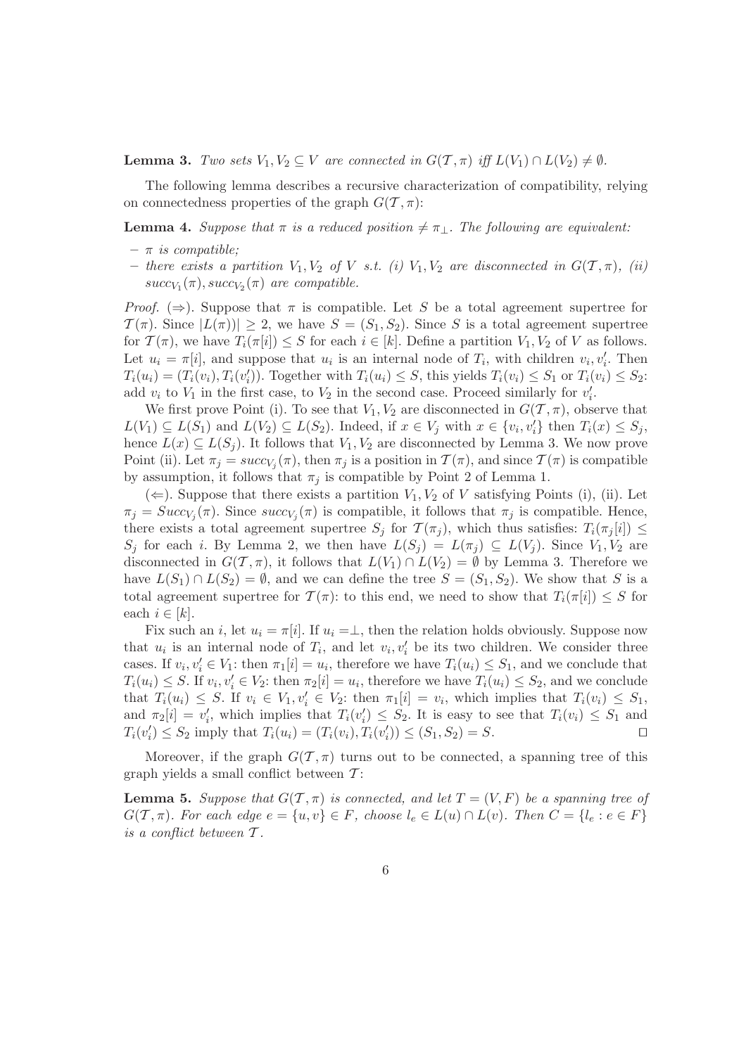**Lemma 3.** *Two sets $V_1, V_2 \subseteq V$ are connected in $G(\mathcal{T}, \pi)$ iff $L(V_1) \cap L(V_2) \neq \emptyset$.*

The following lemma describes a recursive characterization of compatibility, relying on connectedness properties of the graph $G(\mathcal{T}, \pi)$:

**Lemma 4.** *Suppose that $\pi$ is a reduced position $\neq \pi_\perp$. The following are equivalent:*

- *$\pi$ is compatible;*
- *there exists a partition $V_1, V_2$ of $V$ s.t. (i) $V_1, V_2$ are disconnected in $G(\mathcal{T}, \pi)$, (ii) $succ_{V_1}(\pi), succ_{V_2}(\pi)$ are compatible.*

*Proof.* ($\Rightarrow$). Suppose that $\pi$ is compatible. Let $S$ be a total agreement supertree for $\mathcal{T}(\pi)$. Since $|L(\pi))| \geq 2$, we have $S = (S_1, S_2)$. Since $S$ is a total agreement supertree for $\mathcal{T}(\pi)$, we have $T_i(\pi[i]) \leq S$ for each $i \in [k]$. Define a partition $V_1, V_2$ of $V$ as follows. Let $u_i = \pi[i]$, and suppose that $u_i$ is an internal node of $T_i$, with children $v_i, v'_i$. Then $T_i(u_i) = (T_i(v_i), T_i(v'_i))$. Together with $T_i(u_i) \leq S$, this yields $T_i(v_i) \leq S_1$ or $T_i(v_i) \leq S_2$: add $v_i$ to $V_1$ in the first case, to $V_2$ in the second case. Proceed similarly for $v'_i$.

We first prove Point (i). To see that $V_1, V_2$ are disconnected in $G(\mathcal{T}, \pi)$, observe that $L(V_1) \subseteq L(S_1)$ and $L(V_2) \subseteq L(S_2)$. Indeed, if $x \in V_j$ with $x \in \{v_i, v'_i\}$ then $T_i(x) \leq S_j$, hence $L(x) \subseteq L(S_j)$. It follows that $V_1, V_2$ are disconnected by Lemma 3. We now prove Point (ii). Let $\pi_j = succ_{V_j}(\pi)$, then $\pi_j$ is a position in $\mathcal{T}(\pi)$, and since $\mathcal{T}(\pi)$ is compatible by assumption, it follows that $\pi_j$ is compatible by Point 2 of Lemma 1.

($\Leftarrow$). Suppose that there exists a partition $V_1, V_2$ of $V$ satisfying Points (i), (ii). Let $\pi_j = Succ_{V_j}(\pi)$. Since $succ_{V_j}(\pi)$ is compatible, it follows that $\pi_j$ is compatible. Hence, there exists a total agreement supertree $S_j$ for $\mathcal{T}(\pi_j)$, which thus satisfies: $T_i(\pi_j[i]) \leq S_j$ for each $i$. By Lemma 2, we then have $L(S_j) = L(\pi_j) \subseteq L(V_j)$. Since $V_1, V_2$ are disconnected in $G(\mathcal{T}, \pi)$, it follows that $L(V_1) \cap L(V_2) = \emptyset$ by Lemma 3. Therefore we have $L(S_1) \cap L(S_2) = \emptyset$, and we can define the tree $S = (S_1, S_2)$. We show that $S$ is a total agreement supertree for $\mathcal{T}(\pi)$: to this end, we need to show that $T_i(\pi[i]) \leq S$ for each $i \in [k]$.

Fix such an $i$, let $u_i = \pi[i]$. If $u_i = \perp$, then the relation holds obviously. Suppose now that $u_i$ is an internal node of $T_i$, and let $v_i, v'_i$ be its two children. We consider three cases. If $v_i, v'_i \in V_1$: then $\pi_1[i] = u_i$, therefore we have $T_i(u_i) \leq S_1$, and we conclude that $T_i(u_i) \leq S$. If $v_i, v'_i \in V_2$: then $\pi_2[i] = u_i$, therefore we have $T_i(u_i) \leq S_2$, and we conclude that $T_i(u_i) \leq S$. If $v_i \in V_1, v'_i \in V_2$: then $\pi_1[i] = v_i$, which implies that $T_i(v_i) \leq S_1$, and $\pi_2[i] = v'_i$, which implies that $T_i(v'_i) \leq S_2$. It is easy to see that $T_i(v_i) \leq S_1$ and $T_i(v'_i) \leq S_2$ imply that $T_i(u_i) = (T_i(v_i), T_i(v'_i)) \leq (S_1, S_2) = S$. $\square$

Moreover, if the graph $G(\mathcal{T}, \pi)$ turns out to be connected, a spanning tree of this graph yields a small conflict between $\mathcal{T}$:

**Lemma 5.** *Suppose that $G(\mathcal{T}, \pi)$ is connected, and let $T = (V, F)$ be a spanning tree of $G(\mathcal{T}, \pi)$. For each edge $e = \{u, v\} \in F$, choose $l_e \in L(u) \cap L(v)$. Then $C = \{l_e : e \in F\}$ is a conflict between $\mathcal{T}$.*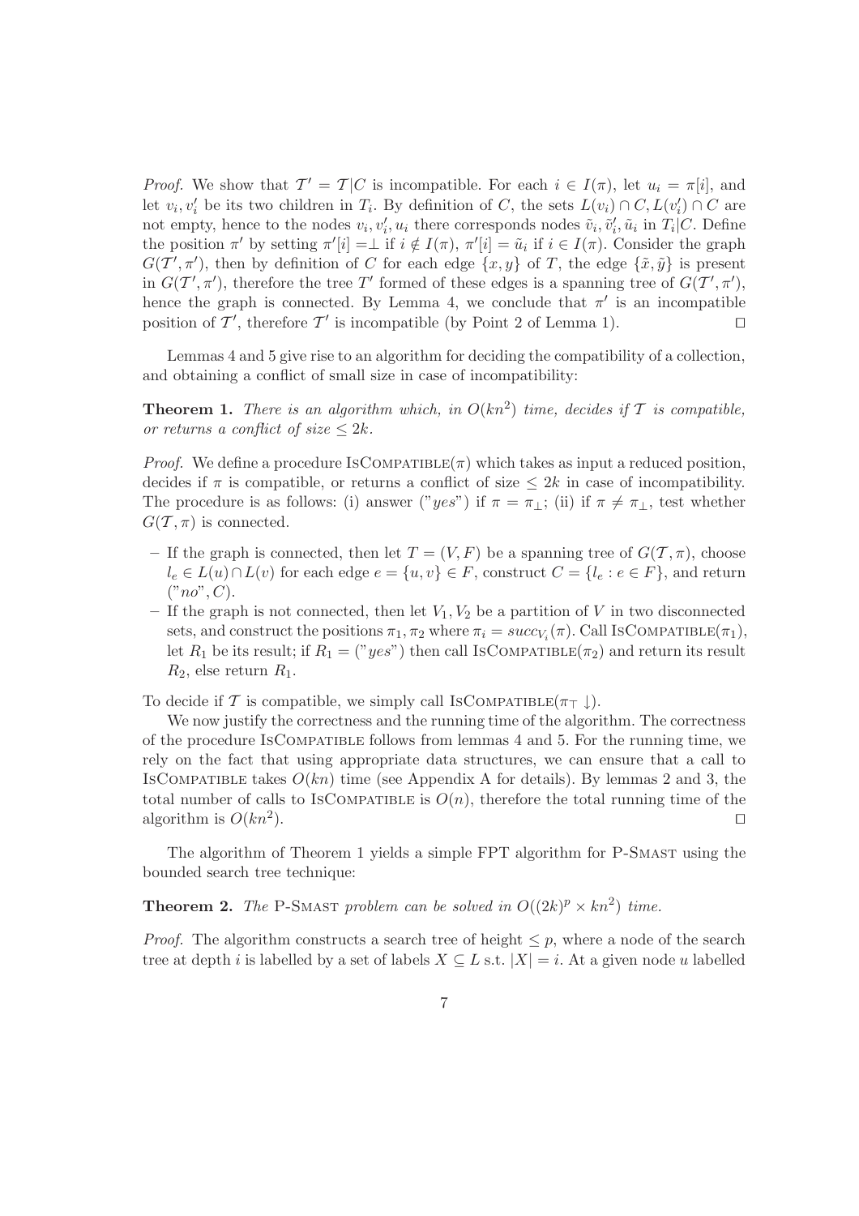*Proof.* We show that $\mathcal{T}' = \mathcal{T}|C$ is incompatible. For each $i \in I(\pi)$, let $u_i = \pi[i]$, and let $v_i, v_i'$ be its two children in $T_i$. By definition of $C$, the sets $L(v_i) \cap C, L(v_i') \cap C$ are not empty, hence to the nodes $v_i, v_i', u_i$ there corresponds nodes $\tilde{v}_i, \tilde{v}_i', \tilde{u}_i$ in $T_i|C$. Define the position $\pi'$ by setting $\pi'[i] = \perp$ if $i \notin I(\pi)$, $\pi'[i] = \tilde{u}_i$ if $i \in I(\pi)$. Consider the graph $G(\mathcal{T}', \pi')$, then by definition of $C$ for each edge $\{x, y\}$ of $T$, the edge $\{\tilde{x}, \tilde{y}\}$ is present in $G(\mathcal{T}', \pi')$, therefore the tree $T'$ formed of these edges is a spanning tree of $G(\mathcal{T}', \pi')$, hence the graph is connected. By Lemma 4, we conclude that $\pi'$ is an incompatible position of $\mathcal{T}'$, therefore $\mathcal{T}'$ is incompatible (by Point 2 of Lemma 1). $\square$

Lemmas 4 and 5 give rise to an algorithm for deciding the compatibility of a collection, and obtaining a conflict of small size in case of incompatibility:

**Theorem 1.** *There is an algorithm which, in $O(kn^2)$ time, decides if $\mathcal{T}$ is compatible, or returns a conflict of size $\leq 2k$.*

*Proof.* We define a procedure IsCompatible($\pi$) which takes as input a reduced position, decides if $\pi$ is compatible, or returns a conflict of size $\leq 2k$ in case of incompatibility. The procedure is as follows: (i) answer ("$yes$") if $\pi = \pi_\perp$; (ii) if $\pi \neq \pi_\perp$, test whether $G(\mathcal{T}, \pi)$ is connected.

- If the graph is connected, then let $T = (V, F)$ be a spanning tree of $G(\mathcal{T}, \pi)$, choose $l_e \in L(u) \cap L(v)$ for each edge $e = \{u, v\} \in F$, construct $C = \{l_e : e \in F\}$, and return ("$no$", $C$).
- If the graph is not connected, then let $V_1, V_2$ be a partition of $V$ in two disconnected sets, and construct the positions $\pi_1, \pi_2$ where $\pi_i = succ_{V_i}(\pi)$. Call IsCompatible($\pi_1$), let $R_1$ be its result; if $R_1 =$ ("$yes$") then call IsCompatible($\pi_2$) and return its result $R_2$, else return $R_1$.

To decide if $\mathcal{T}$ is compatible, we simply call IsCompatible($\pi_\top \downarrow$).

We now justify the correctness and the running time of the algorithm. The correctness of the procedure IsCompatible follows from lemmas 4 and 5. For the running time, we rely on the fact that using appropriate data structures, we can ensure that a call to IsCompatible takes $O(kn)$ time (see Appendix A for details). By lemmas 2 and 3, the total number of calls to IsCompatible is $O(n)$, therefore the total running time of the algorithm is $O(kn^2)$. $\square$

The algorithm of Theorem 1 yields a simple FPT algorithm for P-Smast using the bounded search tree technique:

**Theorem 2.** *The* P-Smast *problem can be solved in $O((2k)^p \times kn^2)$ time.*

*Proof.* The algorithm constructs a search tree of height $\leq p$, where a node of the search tree at depth $i$ is labelled by a set of labels $X \subseteq L$ s.t. $|X| = i$. At a given node $u$ labelled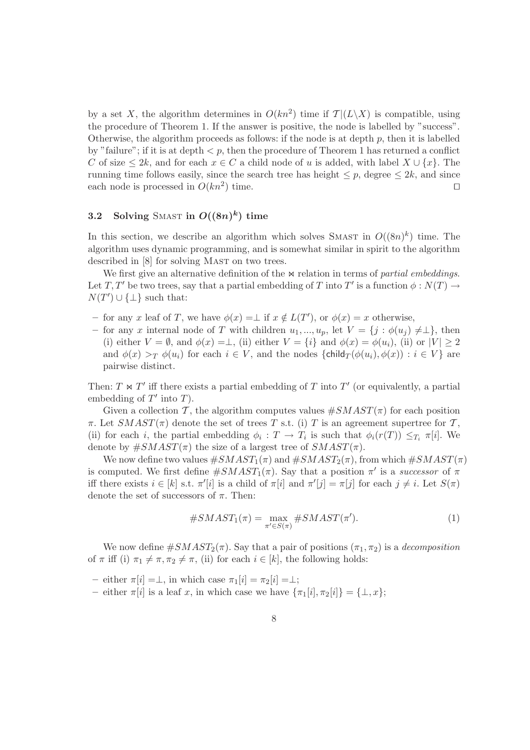by a set $X$, the algorithm determines in $O(kn^2)$ time if $\mathcal{T}|(L\backslash X)$ is compatible, using the procedure of Theorem 1. If the answer is positive, the node is labelled by "success". Otherwise, the algorithm proceeds as follows: if the node is at depth $p$, then it is labelled by "failure"; if it is at depth $< p$, then the procedure of Theorem 1 has returned a conflict $C$ of size $\leq 2k$, and for each $x \in C$ a child node of $u$ is added, with label $X \cup \{x\}$. The running time follows easily, since the search tree has height $\leq p$, degree $\leq 2k$, and since each node is processed in $O(kn^2)$ time. □

### 3.2 Solving SMAST in $O((8n)^k)$ time

In this section, we describe an algorithm which solves SMAST in $O((8n)^k)$ time. The algorithm uses dynamic programming, and is somewhat similar in spirit to the algorithm described in [8] for solving MAST on two trees.

We first give an alternative definition of the $\bowtie$ relation in terms of *partial embeddings*. Let $T, T'$ be two trees, say that a partial embedding of $T$ into $T'$ is a function $\phi : N(T) \rightarrow N(T') \cup \{\perp\}$ such that:

- for any $x$ leaf of $T$, we have $\phi(x) = \perp$ if $x \notin L(T')$, or $\phi(x) = x$ otherwise,
- for any $x$ internal node of $T$ with children $u_1, ..., u_p$, let $V = \{j : \phi(u_j) \neq \perp\}$, then (i) either $V = \emptyset$, and $\phi(x) = \perp$, (ii) either $V = \{i\}$ and $\phi(x) = \phi(u_i)$, (ii) or $|V| \geq 2$ and $\phi(x) >_T \phi(u_i)$ for each $i \in V$, and the nodes $\{\mathsf{child}_T(\phi(u_i), \phi(x)) : i \in V\}$ are pairwise distinct.

Then: $T \bowtie T'$ iff there exists a partial embedding of $T$ into $T'$ (or equivalently, a partial embedding of $T'$ into $T$).

Given a collection $\mathcal{T}$, the algorithm computes values $\#SMAST(\pi)$ for each position $\pi$. Let $SMAST(\pi)$ denote the set of trees $T$ s.t. (i) $T$ is an agreement supertree for $\mathcal{T}$, (ii) for each $i$, the partial embedding $\phi_i : T \rightarrow T_i$ is such that $\phi_i(r(T)) \leq_{T_i} \pi[i]$. We denote by $\#SMAST(\pi)$ the size of a largest tree of $SMAST(\pi)$.

We now define two values $\#SMAST_1(\pi)$ and $\#SMAST_2(\pi)$, from which $\#SMAST(\pi)$ is computed. We first define $\#SMAST_1(\pi)$. Say that a position $\pi'$ is a *successor* of $\pi$ iff there exists $i \in [k]$ s.t. $\pi'[i]$ is a child of $\pi[i]$ and $\pi'[j] = \pi[j]$ for each $j \neq i$. Let $S(\pi)$ denote the set of successors of $\pi$. Then:

$$\#SMAST_1(\pi) = \max_{\pi' \in S(\pi)} \#SMAST(\pi'). \tag{1}$$

We now define $\#SMAST_2(\pi)$. Say that a pair of positions $(\pi_1, \pi_2)$ is a *decomposition* of $\pi$ iff (i) $\pi_1 \neq \pi, \pi_2 \neq \pi$, (ii) for each $i \in [k]$, the following holds:

- either $\pi[i] = \perp$, in which case $\pi_1[i] = \pi_2[i] = \perp$;
- either $\pi[i]$ is a leaf $x$, in which case we have $\{\pi_1[i], \pi_2[i]\} = \{\perp, x\}$;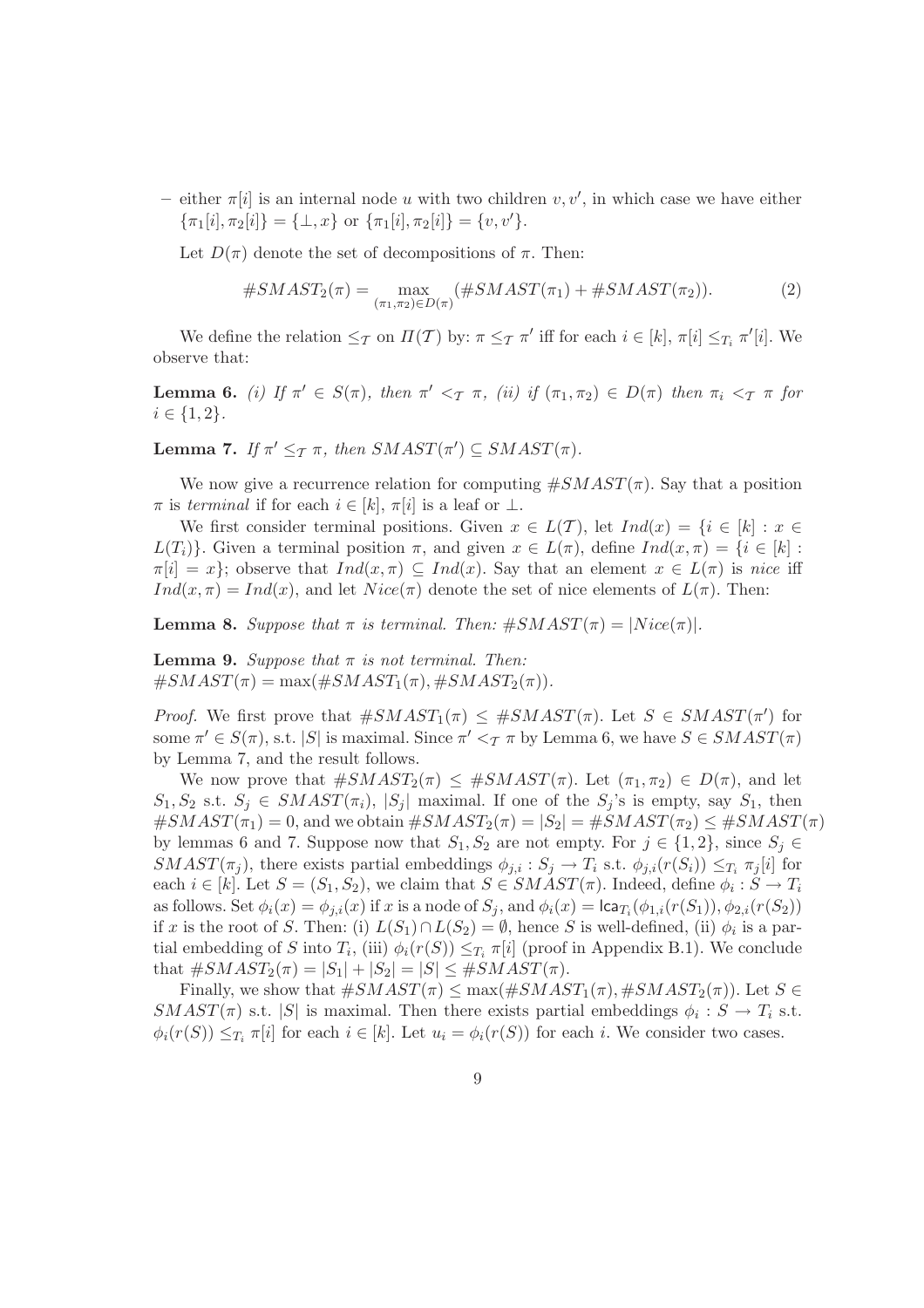- either $\pi[i]$ is an internal node $u$ with two children $v, v'$, in which case we have either $\{\pi_1[i], \pi_2[i]\} = \{\bot, x\}$ or $\{\pi_1[i], \pi_2[i]\} = \{v, v'\}$.

  Let $D(\pi)$ denote the set of decompositions of $\pi$. Then:

$$\#SMAST_2(\pi) = \max_{(\pi_1,\pi_2)\in D(\pi)}(\#SMAST(\pi_1) + \#SMAST(\pi_2)). \tag{2}$$

We define the relation $\leq_{\mathcal{T}}$ on $\Pi(\mathcal{T})$ by: $\pi \leq_{\mathcal{T}} \pi'$ iff for each $i \in [k]$, $\pi[i] \leq_{T_i} \pi'[i]$. We observe that:

**Lemma 6.** *(i) If $\pi' \in S(\pi)$, then $\pi' <_{\mathcal{T}} \pi$, (ii) if $(\pi_1, \pi_2) \in D(\pi)$ then $\pi_i <_{\mathcal{T}} \pi$ for $i \in \{1, 2\}$.*

**Lemma 7.** *If $\pi' \leq_{\mathcal{T}} \pi$, then $SMAST(\pi') \subseteq SMAST(\pi)$.*

We now give a recurrence relation for computing $\#SMAST(\pi)$. Say that a position $\pi$ is *terminal* if for each $i \in [k]$, $\pi[i]$ is a leaf or $\bot$.

We first consider terminal positions. Given $x \in L(\mathcal{T})$, let $Ind(x) = \{i \in [k] : x \in L(T_i)\}$. Given a terminal position $\pi$, and given $x \in L(\pi)$, define $Ind(x, \pi) = \{i \in [k] : \pi[i] = x\}$; observe that $Ind(x, \pi) \subseteq Ind(x)$. Say that an element $x \in L(\pi)$ is *nice* iff $Ind(x, \pi) = Ind(x)$, and let $Nice(\pi)$ denote the set of nice elements of $L(\pi)$. Then:

**Lemma 8.** *Suppose that $\pi$ is terminal. Then: $\#SMAST(\pi) = |Nice(\pi)|$.*

**Lemma 9.** *Suppose that $\pi$ is not terminal. Then:*
*$\#SMAST(\pi) = \max(\#SMAST_1(\pi), \#SMAST_2(\pi))$.*

*Proof.* We first prove that $\#SMAST_1(\pi) \leq \#SMAST(\pi)$. Let $S \in SMAST(\pi')$ for some $\pi' \in S(\pi)$, s.t. $|S|$ is maximal. Since $\pi' <_{\mathcal{T}} \pi$ by Lemma 6, we have $S \in SMAST(\pi)$ by Lemma 7, and the result follows.

We now prove that $\#SMAST_2(\pi) \leq \#SMAST(\pi)$. Let $(\pi_1, \pi_2) \in D(\pi)$, and let $S_1, S_2$ s.t. $S_j \in SMAST(\pi_i)$, $|S_j|$ maximal. If one of the $S_j$'s is empty, say $S_1$, then $\#SMAST(\pi_1) = 0$, and we obtain $\#SMAST_2(\pi) = |S_2| = \#SMAST(\pi_2) \leq \#SMAST(\pi)$ by lemmas 6 and 7. Suppose now that $S_1, S_2$ are not empty. For $j \in \{1, 2\}$, since $S_j \in SMAST(\pi_j)$, there exists partial embeddings $\phi_{j,i} : S_j \to T_i$ s.t. $\phi_{j,i}(r(S_i)) \leq_{T_i} \pi_j[i]$ for each $i \in [k]$. Let $S = (S_1, S_2)$, we claim that $S \in SMAST(\pi)$. Indeed, define $\phi_i : S \to T_i$ as follows. Set $\phi_i(x) = \phi_{j,i}(x)$ if $x$ is a node of $S_j$, and $\phi_i(x) = \mathsf{lca}_{T_i}(\phi_{1,i}(r(S_1)), \phi_{2,i}(r(S_2))$ if $x$ is the root of $S$. Then: (i) $L(S_1) \cap L(S_2) = \emptyset$, hence $S$ is well-defined, (ii) $\phi_i$ is a partial embedding of $S$ into $T_i$, (iii) $\phi_i(r(S)) \leq_{T_i} \pi[i]$ (proof in Appendix B.1). We conclude that $\#SMAST_2(\pi) = |S_1| + |S_2| = |S| \leq \#SMAST(\pi)$.

Finally, we show that $\#SMAST(\pi) \leq \max(\#SMAST_1(\pi), \#SMAST_2(\pi))$. Let $S \in SMAST(\pi)$ s.t. $|S|$ is maximal. Then there exists partial embeddings $\phi_i : S \to T_i$ s.t. $\phi_i(r(S)) \leq_{T_i} \pi[i]$ for each $i \in [k]$. Let $u_i = \phi_i(r(S))$ for each $i$. We consider two cases.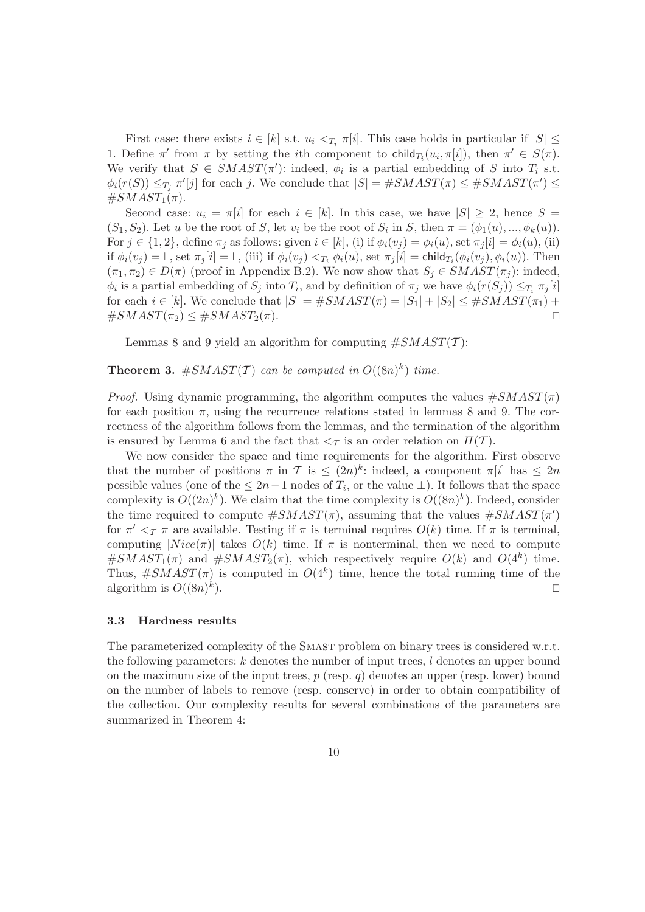First case: there exists $i \in [k]$ s.t. $u_i <_{T_i} \pi[i]$. This case holds in particular if $|S| \leq 1$. Define $\pi'$ from $\pi$ by setting the $i$th component to $\mathsf{child}_{T_i}(u_i, \pi[i])$, then $\pi' \in S(\pi)$. We verify that $S \in SMAST(\pi')$: indeed, $\phi_i$ is a partial embedding of $S$ into $T_i$ s.t. $\phi_i(r(S)) \leq_{T_j} \pi'[j]$ for each $j$. We conclude that $|S| = \#SMAST(\pi) \leq \#SMAST(\pi') \leq \#SMAST_1(\pi)$.

Second case: $u_i = \pi[i]$ for each $i \in [k]$. In this case, we have $|S| \geq 2$, hence $S = (S_1, S_2)$. Let $u$ be the root of $S$, let $v_i$ be the root of $S_i$ in $S$, then $\pi = (\phi_1(u), ..., \phi_k(u))$. For $j \in \{1, 2\}$, define $\pi_j$ as follows: given $i \in [k]$, (i) if $\phi_i(v_j) = \phi_i(u)$, set $\pi_j[i] = \phi_i(u)$, (ii) if $\phi_i(v_j) = \perp$, set $\pi_j[i] = \perp$, (iii) if $\phi_i(v_j) <_{T_i} \phi_i(u)$, set $\pi_j[i] = \mathsf{child}_{T_i}(\phi_i(v_j), \phi_i(u))$. Then $(\pi_1, \pi_2) \in D(\pi)$ (proof in Appendix B.2). We now show that $S_j \in SMAST(\pi_j)$: indeed, $\phi_i$ is a partial embedding of $S_j$ into $T_i$, and by definition of $\pi_j$ we have $\phi_i(r(S_j)) \leq_{T_i} \pi_j[i]$ for each $i \in [k]$. We conclude that $|S| = \#SMAST(\pi) = |S_1| + |S_2| \leq \#SMAST(\pi_1) + \#SMAST(\pi_2) \leq \#SMAST_2(\pi)$. ⊓⊔

Lemmas 8 and 9 yield an algorithm for computing $\#SMAST(\mathcal{T})$:

**Theorem 3.** *$\#SMAST(\mathcal{T})$ can be computed in $O((8n)^k)$ time.*

*Proof.* Using dynamic programming, the algorithm computes the values $\#SMAST(\pi)$ for each position $\pi$, using the recurrence relations stated in lemmas 8 and 9. The correctness of the algorithm follows from the lemmas, and the termination of the algorithm is ensured by Lemma 6 and the fact that $<_{\mathcal{T}}$ is an order relation on $\Pi(\mathcal{T})$.

We now consider the space and time requirements for the algorithm. First observe that the number of positions $\pi$ in $\mathcal{T}$ is $\leq (2n)^k$: indeed, a component $\pi[i]$ has $\leq 2n$ possible values (one of the $\leq 2n-1$ nodes of $T_i$, or the value $\perp$). It follows that the space complexity is $O((2n)^k)$. We claim that the time complexity is $O((8n)^k)$. Indeed, consider the time required to compute $\#SMAST(\pi)$, assuming that the values $\#SMAST(\pi')$ for $\pi' <_{\mathcal{T}} \pi$ are available. Testing if $\pi$ is terminal requires $O(k)$ time. If $\pi$ is terminal, computing $|Nice(\pi)|$ takes $O(k)$ time. If $\pi$ is nonterminal, then we need to compute $\#SMAST_1(\pi)$ and $\#SMAST_2(\pi)$, which respectively require $O(k)$ and $O(4^k)$ time. Thus, $\#SMAST(\pi)$ is computed in $O(4^k)$ time, hence the total running time of the algorithm is $O((8n)^k)$. ⊓⊔

### 3.3 Hardness results

The parameterized complexity of the SMAST problem on binary trees is considered w.r.t. the following parameters: $k$ denotes the number of input trees, $l$ denotes an upper bound on the maximum size of the input trees, $p$ (resp. $q$) denotes an upper (resp. lower) bound on the number of labels to remove (resp. conserve) in order to obtain compatibility of the collection. Our complexity results for several combinations of the parameters are summarized in Theorem 4: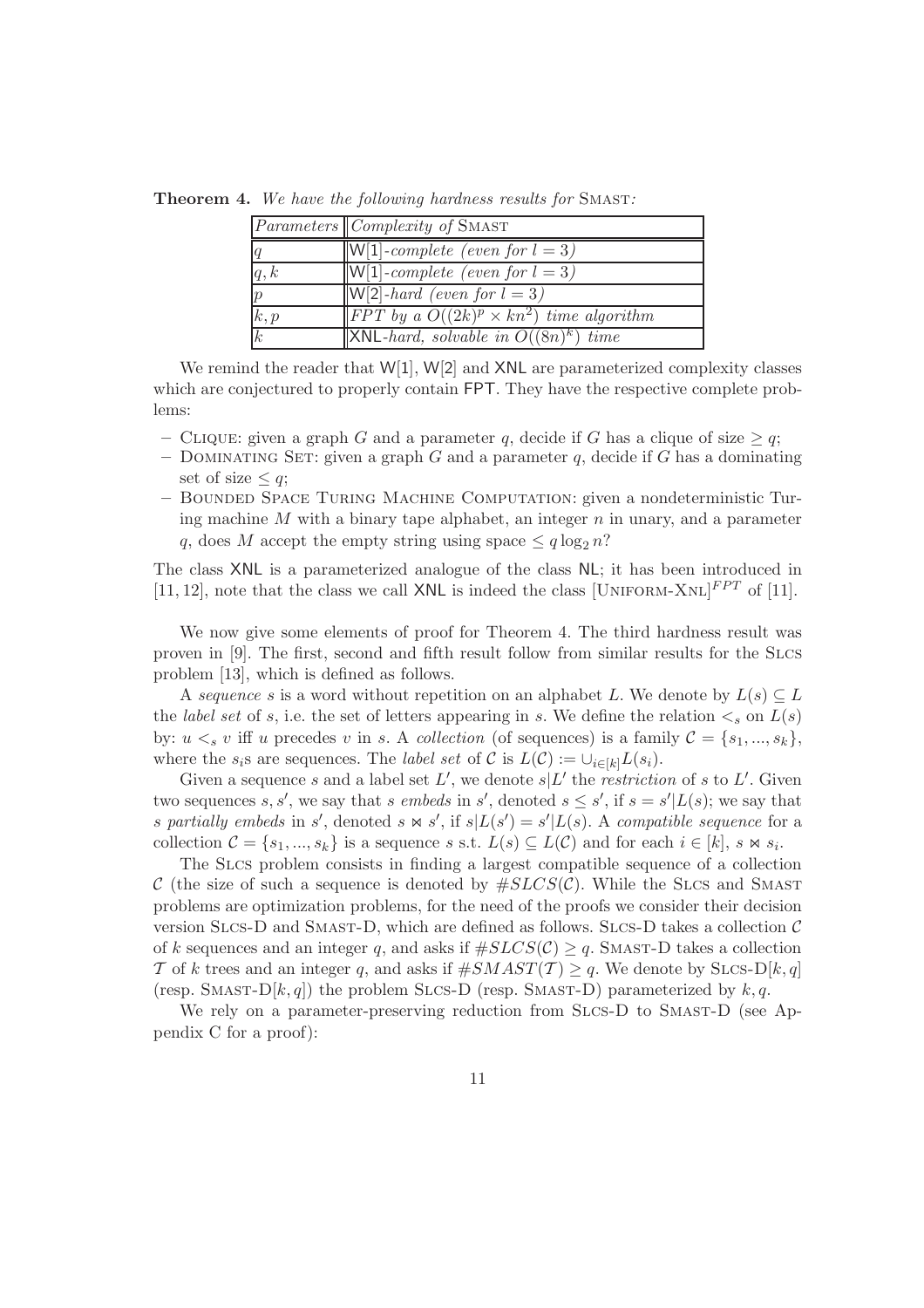**Theorem 4.** *We have the following hardness results for* Smast*:*

| *Parameters* | *Complexity of* Smast |
|---|---|
| $q$ | W[1]*-complete (even for* $l = 3$*)* |
| $q, k$ | W[1]*-complete (even for* $l = 3$*)* |
| $p$ | W[2]*-hard (even for* $l = 3$*)* |
| $k, p$ | *FPT by a* $O((2k)^p \times kn^2)$ *time algorithm* |
| $k$ | XNL*-hard, solvable in* $O((8n)^k)$ *time* |

We remind the reader that W[1], W[2] and XNL are parameterized complexity classes which are conjectured to properly contain FPT. They have the respective complete problems:

- Clique: given a graph $G$ and a parameter $q$, decide if $G$ has a clique of size $\geq q$;
- Dominating Set: given a graph $G$ and a parameter $q$, decide if $G$ has a dominating set of size $\leq q$;
- Bounded Space Turing Machine Computation: given a nondeterministic Turing machine $M$ with a binary tape alphabet, an integer $n$ in unary, and a parameter $q$, does $M$ accept the empty string using space $\leq q \log_2 n$?

The class XNL is a parameterized analogue of the class NL; it has been introduced in [11, 12], note that the class we call XNL is indeed the class $[\text{Uniform-Xnl}]^{FPT}$ of [11].

We now give some elements of proof for Theorem 4. The third hardness result was proven in [9]. The first, second and fifth result follow from similar results for the Slcs problem [13], which is defined as follows.

A *sequence* $s$ is a word without repetition on an alphabet $L$. We denote by $L(s) \subseteq L$ the *label set* of $s$, i.e. the set of letters appearing in $s$. We define the relation $<_s$ on $L(s)$ by: $u <_s v$ iff $u$ precedes $v$ in $s$. A *collection* (of sequences) is a family $\mathcal{C} = \{s_1, ..., s_k\}$, where the $s_i$s are sequences. The *label set* of $\mathcal{C}$ is $L(\mathcal{C}) := \cup_{i \in [k]} L(s_i)$.

Given a sequence $s$ and a label set $L'$, we denote $s|L'$ the *restriction* of $s$ to $L'$. Given two sequences $s, s'$, we say that $s$ *embeds* in $s'$, denoted $s \leq s'$, if $s = s'|L(s)$; we say that $s$ *partially embeds* in $s'$, denoted $s \bowtie s'$, if $s|L(s') = s'|L(s)$. A *compatible sequence* for a collection $\mathcal{C} = \{s_1, ..., s_k\}$ is a sequence $s$ s.t. $L(s) \subseteq L(\mathcal{C})$ and for each $i \in [k]$, $s \bowtie s_i$.

The Slcs problem consists in finding a largest compatible sequence of a collection $\mathcal{C}$ (the size of such a sequence is denoted by $\#SLCS(\mathcal{C})$. While the Slcs and Smast problems are optimization problems, for the need of the proofs we consider their decision version Slcs-D and Smast-D, which are defined as follows. Slcs-D takes a collection $\mathcal{C}$ of $k$ sequences and an integer $q$, and asks if $\#SLCS(\mathcal{C}) \geq q$. Smast-D takes a collection $\mathcal{T}$ of $k$ trees and an integer $q$, and asks if $\#SMAST(\mathcal{T}) \geq q$. We denote by Slcs-D$[k, q]$ (resp. Smast-D$[k, q]$) the problem Slcs-D (resp. Smast-D) parameterized by $k, q$.

We rely on a parameter-preserving reduction from Slcs-D to Smast-D (see Appendix C for a proof):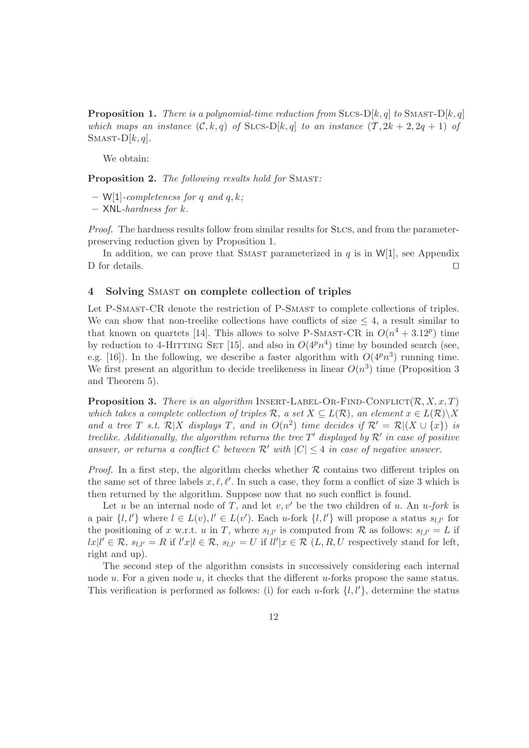**Proposition 1.** *There is a polynomial-time reduction from* Slcs-D$[k,q]$ *to* Smast-D$[k,q]$ *which maps an instance* $(\mathcal{C}, k, q)$ *of* Slcs-D$[k,q]$ *to an instance* $(\mathcal{T}, 2k+2, 2q+1)$ *of* Smast-D$[k,q]$.

We obtain:

**Proposition 2.** *The following results hold for* Smast*:*

- W[1]*-completeness for* $q$ *and* $q,k$*;*
- XNL*-hardness for* $k$*.*

*Proof.* The hardness results follow from similar results for Slcs, and from the parameter-preserving reduction given by Proposition 1.

In addition, we can prove that Smast parameterized in $q$ is in W[1], see Appendix D for details. ⊓⊔

## 4 Solving Smast on complete collection of triples

Let P-Smast-CR denote the restriction of P-Smast to complete collections of triples. We can show that non-treelike collections have conflicts of size $\leq 4$, a result similar to that known on quartets [14]. This allows to solve P-Smast-CR in $O(n^4 + 3.12^p)$ time by reduction to 4-Hitting Set [15]. and also in $O(4^p n^4)$ time by bounded search (see, e.g. [16]). In the following, we describe a faster algorithm with $O(4^p n^3)$ running time. We first present an algorithm to decide treelikeness in linear $O(n^3)$ time (Proposition 3 and Theorem 5).

**Proposition 3.** *There is an algorithm* Insert-Label-Or-Find-Conflict$(\mathcal{R}, X, x, T)$ *which takes a complete collection of triples* $\mathcal{R}$*, a set* $X \subseteq L(\mathcal{R})$*, an element* $x \in L(\mathcal{R}) \backslash X$ *and a tree* $T$ *s.t.* $\mathcal{R}|X$ *displays* $T$*, and in* $O(n^2)$ *time decides if* $\mathcal{R}' = \mathcal{R}|(X \cup \{x\})$ *is treelike. Additionally, the algorithm returns the tree* $T'$ *displayed by* $\mathcal{R}'$ *in case of positive answer, or returns a conflict* $C$ *between* $\mathcal{R}'$ *with* $|C| \leq 4$ *in case of negative answer.*

*Proof.* In a first step, the algorithm checks whether $\mathcal{R}$ contains two different triples on the same set of three labels $x, \ell, \ell'$. In such a case, they form a conflict of size 3 which is then returned by the algorithm. Suppose now that no such conflict is found.

Let $u$ be an internal node of $T$, and let $v, v'$ be the two children of $u$. An *$u$-fork* is a pair $\{l, l'\}$ where $l \in L(v), l' \in L(v')$. Each $u$-fork $\{l, l'\}$ will propose a status $s_{l,l'}$ for the positioning of $x$ w.r.t. $u$ in $T$, where $s_{l,l'}$ is computed from $\mathcal{R}$ as follows: $s_{l,l'} = L$ if $lx|l' \in \mathcal{R}$, $s_{l,l'} = R$ if $l'x|l \in \mathcal{R}$, $s_{l,l'} = U$ if $ll'|x \in \mathcal{R}$ ($L, R, U$ respectively stand for left, right and up).

The second step of the algorithm consists in successively considering each internal node $u$. For a given node $u$, it checks that the different $u$-forks propose the same status. This verification is performed as follows: (i) for each $u$-fork $\{l, l'\}$, determine the status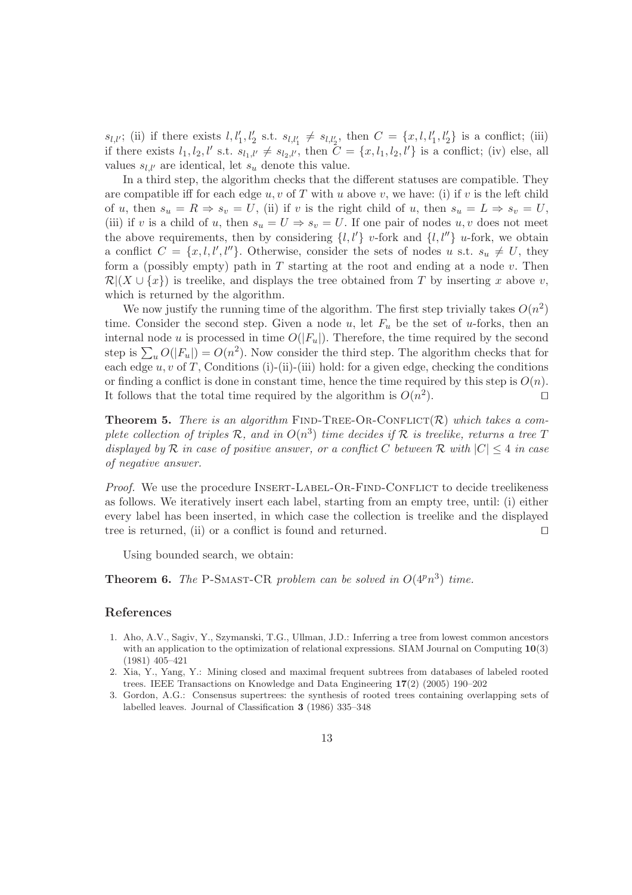$s_{l,l'}$; (ii) if there exists $l, l'_1, l'_2$ s.t. $s_{l,l'_1} \neq s_{l,l'_2}$, then $C = \{x, l, l'_1, l'_2\}$ is a conflict; (iii) if there exists $l_1, l_2, l'$ s.t. $s_{l_1,l'} \neq s_{l_2,l'}$, then $C = \{x, l_1, l_2, l'\}$ is a conflict; (iv) else, all values $s_{l,l'}$ are identical, let $s_u$ denote this value.

In a third step, the algorithm checks that the different statuses are compatible. They are compatible iff for each edge $u, v$ of $T$ with $u$ above $v$, we have: (i) if $v$ is the left child of $u$, then $s_u = R \Rightarrow s_v = U$, (ii) if $v$ is the right child of $u$, then $s_u = L \Rightarrow s_v = U$, (iii) if $v$ is a child of $u$, then $s_u = U \Rightarrow s_v = U$. If one pair of nodes $u, v$ does not meet the above requirements, then by considering $\{l, l'\}$ $v$-fork and $\{l, l''\}$ $u$-fork, we obtain a conflict $C = \{x, l, l', l''\}$. Otherwise, consider the sets of nodes $u$ s.t. $s_u \neq U$, they form a (possibly empty) path in $T$ starting at the root and ending at a node $v$. Then $\mathcal{R}|(X \cup \{x\})$ is treelike, and displays the tree obtained from $T$ by inserting $x$ above $v$, which is returned by the algorithm.

We now justify the running time of the algorithm. The first step trivially takes $O(n^2)$ time. Consider the second step. Given a node $u$, let $F_u$ be the set of $u$-forks, then an internal node $u$ is processed in time $O(|F_u|)$. Therefore, the time required by the second step is $\sum_u O(|F_u|) = O(n^2)$. Now consider the third step. The algorithm checks that for each edge $u, v$ of $T$, Conditions (i)-(ii)-(iii) hold: for a given edge, checking the conditions or finding a conflict is done in constant time, hence the time required by this step is $O(n)$. It follows that the total time required by the algorithm is $O(n^2)$. □

**Theorem 5.** *There is an algorithm* FIND-TREE-OR-CONFLICT($\mathcal{R}$) *which takes a complete collection of triples* $\mathcal{R}$*, and in* $O(n^3)$ *time decides if* $\mathcal{R}$ *is treelike, returns a tree* $T$ *displayed by* $\mathcal{R}$ *in case of positive answer, or a conflict* $C$ *between* $\mathcal{R}$ *with* $|C| \leq 4$ *in case of negative answer.*

*Proof.* We use the procedure INSERT-LABEL-OR-FIND-CONFLICT to decide treelikeness as follows. We iteratively insert each label, starting from an empty tree, until: (i) either every label has been inserted, in which case the collection is treelike and the displayed tree is returned, (ii) or a conflict is found and returned. □

Using bounded search, we obtain:

**Theorem 6.** *The* P-SMAST-CR *problem can be solved in* $O(4^p n^3)$ *time.*

## References

1. Aho, A.V., Sagiv, Y., Szymanski, T.G., Ullman, J.D.: Inferring a tree from lowest common ancestors with an application to the optimization of relational expressions. SIAM Journal on Computing **10**(3) (1981) 405–421
2. Xia, Y., Yang, Y.: Mining closed and maximal frequent subtrees from databases of labeled rooted trees. IEEE Transactions on Knowledge and Data Engineering **17**(2) (2005) 190–202
3. Gordon, A.G.: Consensus supertrees: the synthesis of rooted trees containing overlapping sets of labelled leaves. Journal of Classification **3** (1986) 335–348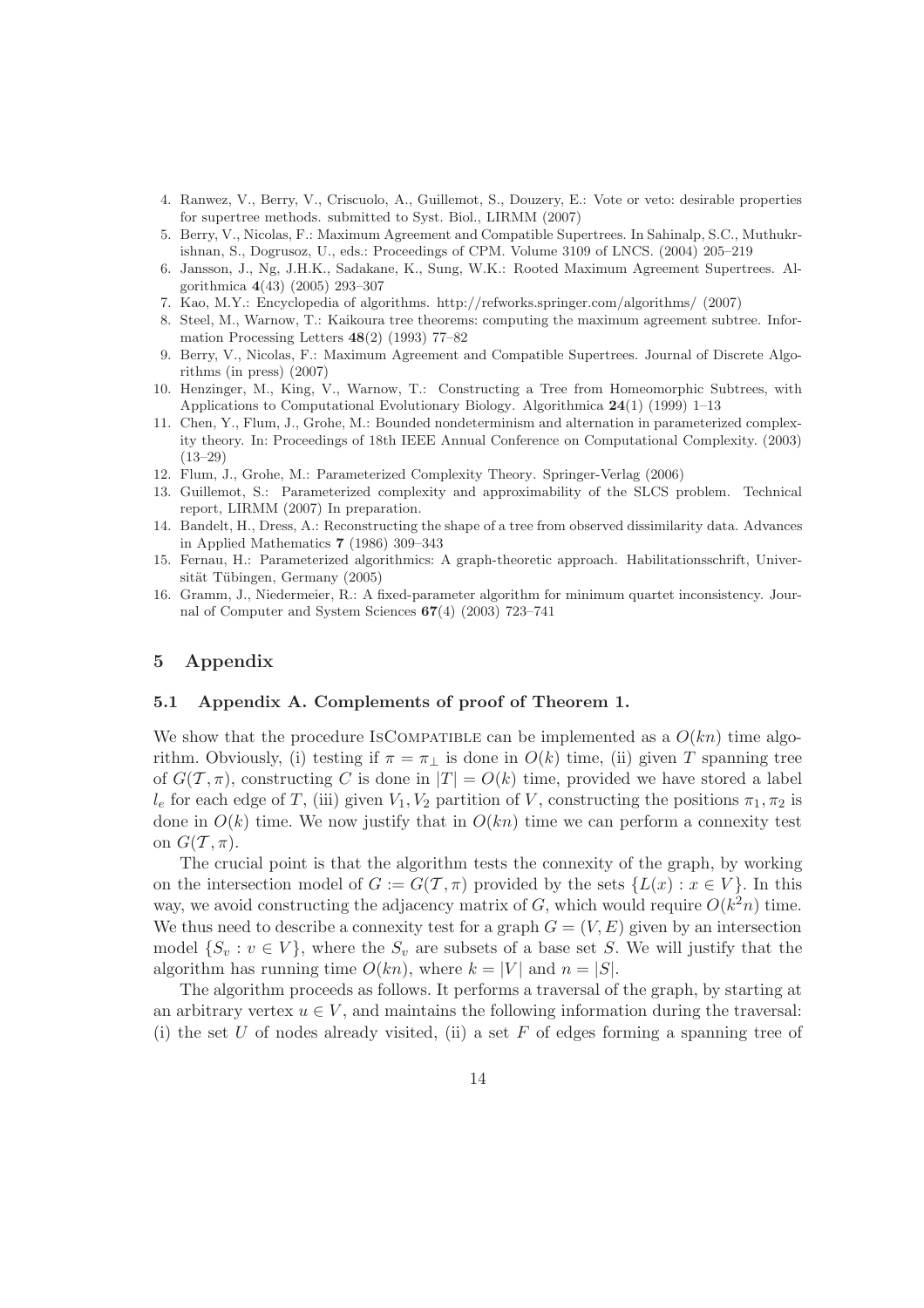4. Ranwez, V., Berry, V., Criscuolo, A., Guillemot, S., Douzery, E.: Vote or veto: desirable properties for supertree methods. submitted to Syst. Biol., LIRMM (2007)
5. Berry, V., Nicolas, F.: Maximum Agreement and Compatible Supertrees. In Sahinalp, S.C., Muthukrishnan, S., Dogrusoz, U., eds.: Proceedings of CPM. Volume 3109 of LNCS. (2004) 205–219
6. Jansson, J., Ng, J.H.K., Sadakane, K., Sung, W.K.: Rooted Maximum Agreement Supertrees. Algorithmica **4**(43) (2005) 293–307
7. Kao, M.Y.: Encyclopedia of algorithms. http://refworks.springer.com/algorithms/ (2007)
8. Steel, M., Warnow, T.: Kaikoura tree theorems: computing the maximum agreement subtree. Information Processing Letters **48**(2) (1993) 77–82
9. Berry, V., Nicolas, F.: Maximum Agreement and Compatible Supertrees. Journal of Discrete Algorithms (in press) (2007)
10. Henzinger, M., King, V., Warnow, T.: Constructing a Tree from Homeomorphic Subtrees, with Applications to Computational Evolutionary Biology. Algorithmica **24**(1) (1999) 1–13
11. Chen, Y., Flum, J., Grohe, M.: Bounded nondeterminism and alternation in parameterized complexity theory. In: Proceedings of 18th IEEE Annual Conference on Computational Complexity. (2003) (13–29)
12. Flum, J., Grohe, M.: Parameterized Complexity Theory. Springer-Verlag (2006)
13. Guillemot, S.: Parameterized complexity and approximability of the SLCS problem. Technical report, LIRMM (2007) In preparation.
14. Bandelt, H., Dress, A.: Reconstructing the shape of a tree from observed dissimilarity data. Advances in Applied Mathematics **7** (1986) 309–343
15. Fernau, H.: Parameterized algorithmics: A graph-theoretic approach. Habilitationsschrift, Universität Tübingen, Germany (2005)
16. Gramm, J., Niedermeier, R.: A fixed-parameter algorithm for minimum quartet inconsistency. Journal of Computer and System Sciences **67**(4) (2003) 723–741

## 5 Appendix

### 5.1 Appendix A. Complements of proof of Theorem 1.

We show that the procedure IsCompatible can be implemented as a $O(kn)$ time algorithm. Obviously, (i) testing if $\pi = \pi_\perp$ is done in $O(k)$ time, (ii) given $T$ spanning tree of $G(\mathcal{T}, \pi)$, constructing $C$ is done in $|T| = O(k)$ time, provided we have stored a label $l_e$ for each edge of $T$, (iii) given $V_1, V_2$ partition of $V$, constructing the positions $\pi_1, \pi_2$ is done in $O(k)$ time. We now justify that in $O(kn)$ time we can perform a connexity test on $G(\mathcal{T}, \pi)$.

The crucial point is that the algorithm tests the connexity of the graph, by working on the intersection model of $G := G(\mathcal{T}, \pi)$ provided by the sets $\{L(x) : x \in V\}$. In this way, we avoid constructing the adjacency matrix of $G$, which would require $O(k^2 n)$ time. We thus need to describe a connexity test for a graph $G = (V, E)$ given by an intersection model $\{S_v : v \in V\}$, where the $S_v$ are subsets of a base set $S$. We will justify that the algorithm has running time $O(kn)$, where $k = |V|$ and $n = |S|$.

The algorithm proceeds as follows. It performs a traversal of the graph, by starting at an arbitrary vertex $u \in V$, and maintains the following information during the traversal: (i) the set $U$ of nodes already visited, (ii) a set $F$ of edges forming a spanning tree of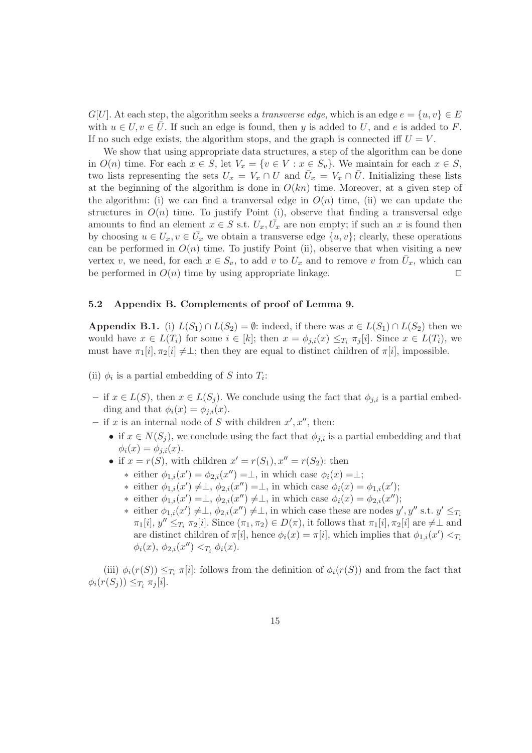$G[U]$. At each step, the algorithm seeks a *transverse edge*, which is an edge $e = \{u, v\} \in E$ with $u \in U, v \in \bar{U}$. If such an edge is found, then $y$ is added to $U$, and $e$ is added to $F$. If no such edge exists, the algorithm stops, and the graph is connected iff $U = V$.

We show that using appropriate data structures, a step of the algorithm can be done in $O(n)$ time. For each $x \in S$, let $V_x = \{v \in V : x \in S_v\}$. We maintain for each $x \in S$, two lists representing the sets $U_x = V_x \cap U$ and $\bar{U}_x = V_x \cap \bar{U}$. Initializing these lists at the beginning of the algorithm is done in $O(kn)$ time. Moreover, at a given step of the algorithm: (i) we can find a tranversal edge in $O(n)$ time, (ii) we can update the structures in $O(n)$ time. To justify Point (i), observe that finding a transversal edge amounts to find an element $x \in S$ s.t. $U_x, \bar{U_x}$ are non empty; if such an $x$ is found then by choosing $u \in U_x, v \in \bar{U_x}$ we obtain a transverse edge $\{u, v\}$; clearly, these operations can be performed in $O(n)$ time. To justify Point (ii), observe that when visiting a new vertex $v$, we need, for each $x \in S_v$, to add $v$ to $U_x$ and to remove $v$ from $\bar{U}_x$, which can be performed in $O(n)$ time by using appropriate linkage. $\square$

### 5.2 Appendix B. Complements of proof of Lemma 9.

**Appendix B.1.** (i) $L(S_1) \cap L(S_2) = \emptyset$: indeed, if there was $x \in L(S_1) \cap L(S_2)$ then we would have $x \in L(T_i)$ for some $i \in [k]$; then $x = \phi_{j,i}(x) \leq_{T_i} \pi_j[i]$. Since $x \in L(T_i)$, we must have $\pi_1[i], \pi_2[i] \neq \perp$; then they are equal to distinct children of $\pi[i]$, impossible.

(ii) $\phi_i$ is a partial embedding of $S$ into $T_i$:

- if $x \in L(S)$, then $x \in L(S_j)$. We conclude using the fact that $\phi_{j,i}$ is a partial embedding and that $\phi_i(x) = \phi_{j,i}(x)$.
- if $x$ is an internal node of $S$ with children $x', x''$, then:
  - if $x \in N(S_j)$, we conclude using the fact that $\phi_{j,i}$ is a partial embedding and that $\phi_i(x) = \phi_{j,i}(x)$.
  - if $x = r(S)$, with children $x' = r(S_1), x'' = r(S_2)$: then
    - either $\phi_{1,i}(x') = \phi_{2,i}(x'') = \perp$, in which case $\phi_i(x) = \perp$;
    - either $\phi_{1,i}(x') \neq \perp$, $\phi_{2,i}(x'') = \perp$, in which case $\phi_i(x) = \phi_{1,i}(x')$;
    - either $\phi_{1,i}(x') = \perp$, $\phi_{2,i}(x'') \neq \perp$, in which case $\phi_i(x) = \phi_{2,i}(x'')$;
    - either $\phi_{1,i}(x') \neq \perp$, $\phi_{2,i}(x'') \neq \perp$, in which case these are nodes $y', y''$ s.t. $y' \leq_{T_i} \pi_1[i]$, $y'' \leq_{T_i} \pi_2[i]$. Since $(\pi_1, \pi_2) \in D(\pi)$, it follows that $\pi_1[i], \pi_2[i]$ are $\neq \perp$ and are distinct children of $\pi[i]$, hence $\phi_i(x) = \pi[i]$, which implies that $\phi_{1,i}(x') <_{T_i} \phi_i(x)$, $\phi_{2,i}(x'') <_{T_i} \phi_i(x)$.

(iii) $\phi_i(r(S)) \leq_{T_i} \pi[i]$: follows from the definition of $\phi_i(r(S))$ and from the fact that $\phi_i(r(S_j)) \leq_{T_i} \pi_j[i]$.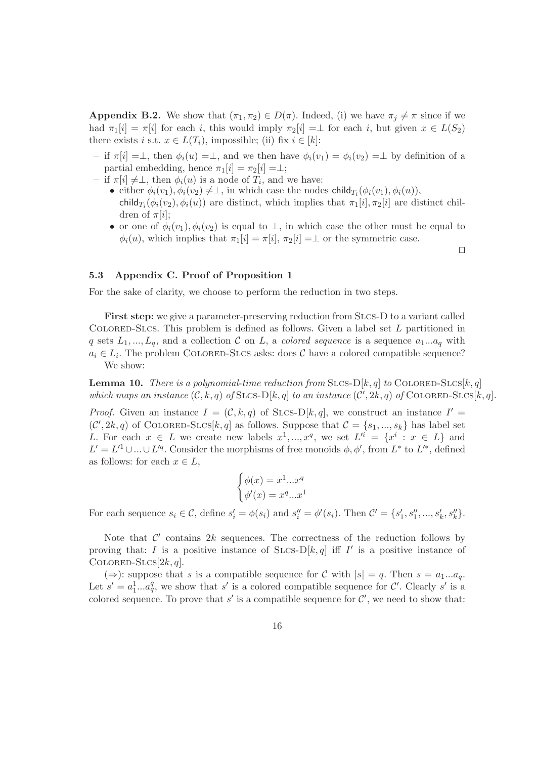**Appendix B.2.** We show that $(\pi_1, \pi_2) \in D(\pi)$. Indeed, (i) we have $\pi_j \neq \pi$ since if we had $\pi_1[i] = \pi[i]$ for each $i$, this would imply $\pi_2[i] = \perp$ for each $i$, but given $x \in L(S_2)$ there exists $i$ s.t. $x \in L(T_i)$, impossible; (ii) fix $i \in [k]$:

- if $\pi[i] = \perp$, then $\phi_i(u) = \perp$, and we then have $\phi_i(v_1) = \phi_i(v_2) = \perp$ by definition of a partial embedding, hence $\pi_1[i] = \pi_2[i] = \perp$;
- if $\pi[i] \neq \perp$, then $\phi_i(u)$ is a node of $T_i$, and we have:
  - either $\phi_i(v_1), \phi_i(v_2) \neq \perp$, in which case the nodes $\mathsf{child}_{T_i}(\phi_i(v_1), \phi_i(u))$, $\mathsf{child}_{T_i}(\phi_i(v_2), \phi_i(u))$ are distinct, which implies that $\pi_1[i], \pi_2[i]$ are distinct children of $\pi[i]$;
  - or one of $\phi_i(v_1), \phi_i(v_2)$ is equal to $\perp$, in which case the other must be equal to $\phi_i(u)$, which implies that $\pi_1[i] = \pi[i]$, $\pi_2[i] = \perp$ or the symmetric case.

□

### 5.3 Appendix C. Proof of Proposition 1

For the sake of clarity, we choose to perform the reduction in two steps.

**First step:** we give a parameter-preserving reduction from Slcs-D to a variant called Colored-Slcs. This problem is defined as follows. Given a label set $L$ partitioned in $q$ sets $L_1, ..., L_q$, and a collection $\mathcal{C}$ on $L$, a *colored sequence* is a sequence $a_1...a_q$ with $a_i \in L_i$. The problem Colored-Slcs asks: does $\mathcal{C}$ have a colored compatible sequence?

We show:

**Lemma 10.** *There is a polynomial-time reduction from* Slcs-D$[k, q]$ *to* Colored-Slcs$[k, q]$ *which maps an instance* $(\mathcal{C}, k, q)$ *of* Slcs-D$[k, q]$ *to an instance* $(\mathcal{C}', 2k, q)$ *of* Colored-Slcs$[k, q]$.

*Proof.* Given an instance $I = (\mathcal{C}, k, q)$ of Slcs-D$[k, q]$, we construct an instance $I' = (\mathcal{C}', 2k, q)$ of Colored-Slcs$[k, q]$ as follows. Suppose that $\mathcal{C} = \{s_1, ..., s_k\}$ has label set $L$. For each $x \in L$ we create new labels $x^1, ..., x^q$, we set $L'^i = \{x^i : x \in L\}$ and $L' = L'^1 \cup ... \cup L'^q$. Consider the morphisms of free monoids $\phi, \phi'$, from $L^*$ to $L'^*$, defined as follows: for each $x \in L$,

$$\begin{cases} \phi(x) = x^1 ... x^q \\ \phi'(x) = x^q ... x^1 \end{cases}$$

For each sequence $s_i \in \mathcal{C}$, define $s'_i = \phi(s_i)$ and $s''_i = \phi'(s_i)$. Then $\mathcal{C}' = \{s'_1, s''_1, ..., s'_k, s''_k\}$.

Note that $\mathcal{C}'$ contains $2k$ sequences. The correctness of the reduction follows by proving that: $I$ is a positive instance of Slcs-D$[k, q]$ iff $I'$ is a positive instance of Colored-Slcs$[2k, q]$.

($\Rightarrow$): suppose that $s$ is a compatible sequence for $\mathcal{C}$ with $|s| = q$. Then $s = a_1...a_q$. Let $s' = a_1^1 ... a_q^q$, we show that $s'$ is a colored compatible sequence for $\mathcal{C}'$. Clearly $s'$ is a colored sequence. To prove that $s'$ is a compatible sequence for $\mathcal{C}'$, we need to show that: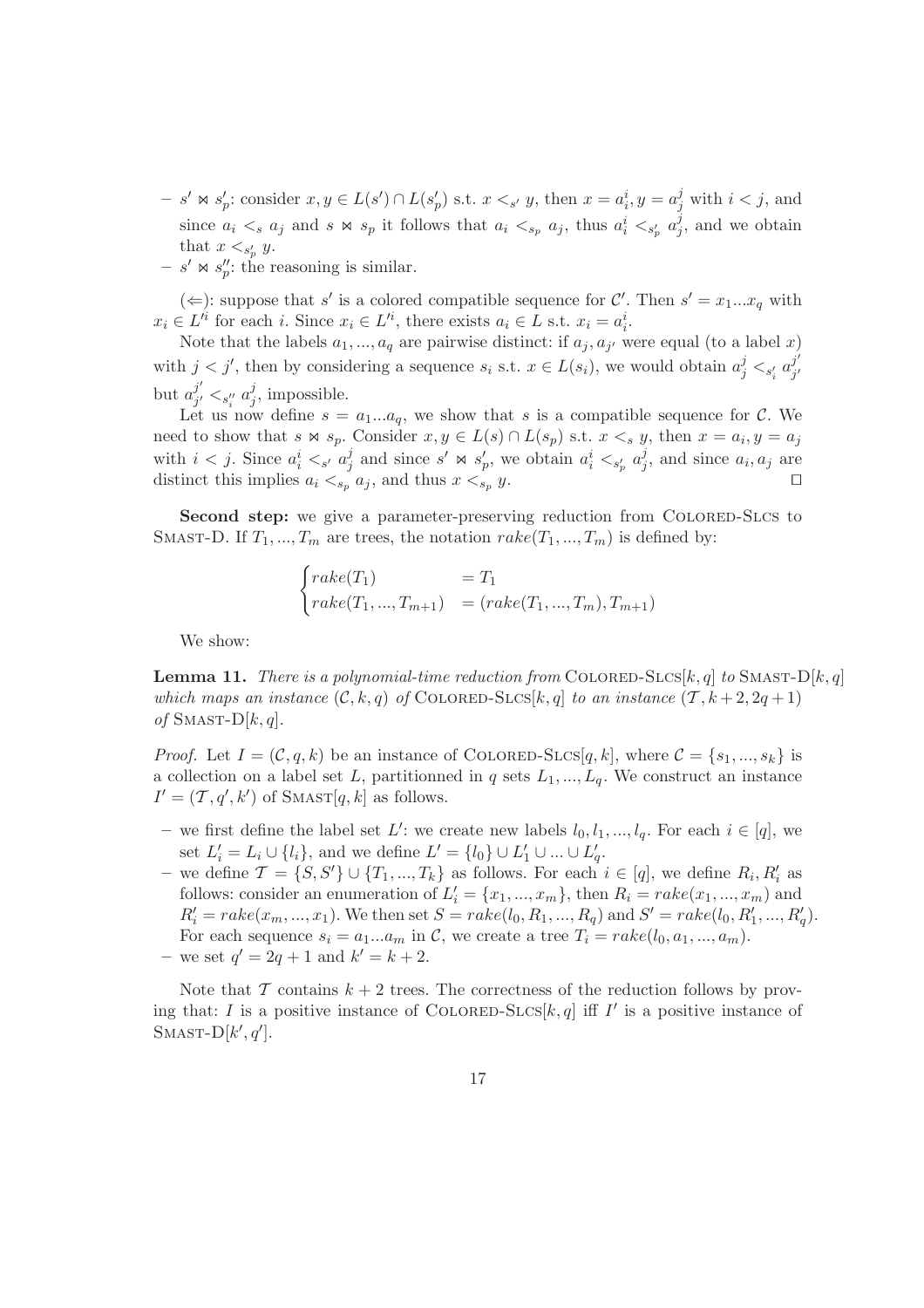- $s' \bowtie s'_p$: consider $x, y \in L(s') \cap L(s'_p)$ s.t. $x <_{s'} y$, then $x = a_i^i, y = a_j^j$ with $i < j$, and since $a_i <_s a_j$ and $s \bowtie s_p$ it follows that $a_i <_{s_p} a_j$, thus $a_i^i <_{s'_p} a_j^j$, and we obtain that $x <_{s'_p} y$.
- $s' \bowtie s''_p$: the reasoning is similar.

($\Leftarrow$): suppose that $s'$ is a colored compatible sequence for $\mathcal{C}'$. Then $s' = x_1...x_q$ with $x_i \in L'^i$ for each $i$. Since $x_i \in L'^i$, there exists $a_i \in L$ s.t. $x_i = a_i^i$.

Note that the labels $a_1, ..., a_q$ are pairwise distinct: if $a_j, a_{j'}$ were equal (to a label $x$) with $j < j'$, then by considering a sequence $s_i$ s.t. $x \in L(s_i)$, we would obtain $a_j^j <_{s'_i} a_{j'}^{j'}$ but $a_{j'}^{j'} <_{s''_i} a_j^j$, impossible.

Let us now define $s = a_1...a_q$, we show that $s$ is a compatible sequence for $\mathcal{C}$. We need to show that $s \bowtie s_p$. Consider $x, y \in L(s) \cap L(s_p)$ s.t. $x <_s y$, then $x = a_i, y = a_j$ with $i < j$. Since $a_i^i <_{s'} a_j^j$ and since $s' \bowtie s'_p$, we obtain $a_i^i <_{s'_p} a_j^j$, and since $a_i, a_j$ are distinct this implies $a_i <_{s_p} a_j$, and thus $x <_{s_p} y$. $\square$

**Second step:** we give a parameter-preserving reduction from COLORED-SLCS to SMAST-D. If $T_1, ..., T_m$ are trees, the notation $rake(T_1, ..., T_m)$ is defined by:

$$\begin{cases} rake(T_1) & = T_1 \\ rake(T_1, ..., T_{m+1}) & = (rake(T_1, ..., T_m), T_{m+1}) \end{cases}$$

We show:

**Lemma 11.** *There is a polynomial-time reduction from* COLORED-SLCS$[k, q]$ *to* SMAST-D$[k, q]$ *which maps an instance* $(\mathcal{C}, k, q)$ *of* COLORED-SLCS$[k, q]$ *to an instance* $(\mathcal{T}, k+2, 2q+1)$ *of* SMAST-D$[k, q]$.

*Proof.* Let $I = (\mathcal{C}, q, k)$ be an instance of COLORED-SLCS$[q, k]$, where $\mathcal{C} = \{s_1, ..., s_k\}$ is a collection on a label set $L$, partitionned in $q$ sets $L_1, ..., L_q$. We construct an instance $I' = (\mathcal{T}, q', k')$ of SMAST$[q, k]$ as follows.

- we first define the label set $L'$: we create new labels $l_0, l_1, ..., l_q$. For each $i \in [q]$, we set $L'_i = L_i \cup \{l_i\}$, and we define $L' = \{l_0\} \cup L'_1 \cup ... \cup L'_q$.
- we define $\mathcal{T} = \{S, S'\} \cup \{T_1, ..., T_k\}$ as follows. For each $i \in [q]$, we define $R_i, R'_i$ as follows: consider an enumeration of $L'_i = \{x_1, ..., x_m\}$, then $R_i = rake(x_1, ..., x_m)$ and $R'_i = rake(x_m, ..., x_1)$. We then set $S = rake(l_0, R_1, ..., R_q)$ and $S' = rake(l_0, R'_1, ..., R'_q)$. For each sequence $s_i = a_1...a_m$ in $\mathcal{C}$, we create a tree $T_i = rake(l_0, a_1, ..., a_m)$.
- we set $q' = 2q + 1$ and $k' = k + 2$.

Note that $\mathcal{T}$ contains $k + 2$ trees. The correctness of the reduction follows by proving that: $I$ is a positive instance of COLORED-SLCS$[k, q]$ iff $I'$ is a positive instance of SMAST-D$[k', q']$.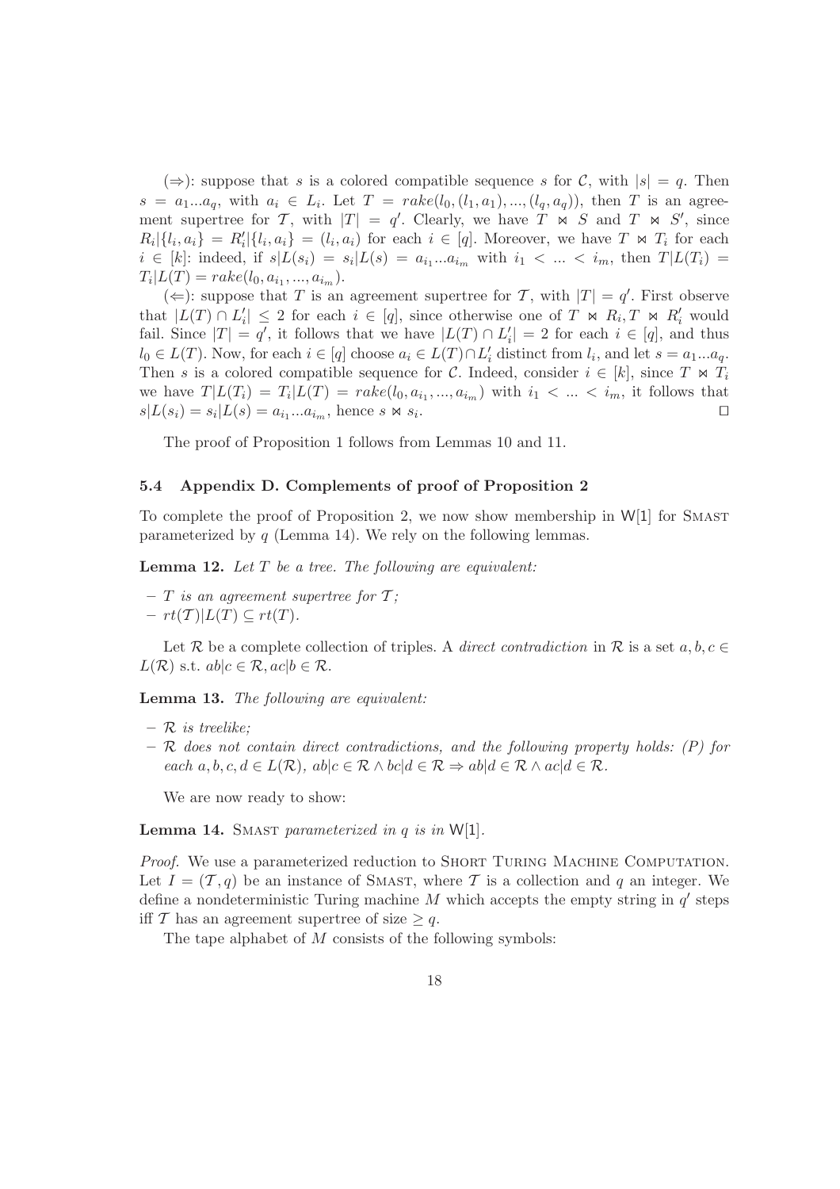($\Rightarrow$): suppose that $s$ is a colored compatible sequence $s$ for $\mathcal{C}$, with $|s| = q$. Then $s = a_1...a_q$, with $a_i \in L_i$. Let $T = rake(l_0, (l_1, a_1), ..., (l_q, a_q))$, then $T$ is an agreement supertree for $\mathcal{T}$, with $|T| = q'$. Clearly, we have $T \bowtie S$ and $T \bowtie S'$, since $R_i|\{l_i, a_i\} = R'_i|\{l_i, a_i\} = (l_i, a_i)$ for each $i \in [q]$. Moreover, we have $T \bowtie T_i$ for each $i \in [k]$: indeed, if $s|L(s_i) = s_i|L(s) = a_{i_1}...a_{i_m}$ with $i_1 < ... < i_m$, then $T|L(T_i) = T_i|L(T) = rake(l_0, a_{i_1}, ..., a_{i_m})$.

($\Leftarrow$): suppose that $T$ is an agreement supertree for $\mathcal{T}$, with $|T| = q'$. First observe that $|L(T) \cap L'_i| \leq 2$ for each $i \in [q]$, since otherwise one of $T \bowtie R_i, T \bowtie R'_i$ would fail. Since $|T| = q'$, it follows that we have $|L(T) \cap L'_i| = 2$ for each $i \in [q]$, and thus $l_0 \in L(T)$. Now, for each $i \in [q]$ choose $a_i \in L(T) \cap L'_i$ distinct from $l_i$, and let $s = a_1...a_q$. Then $s$ is a colored compatible sequence for $\mathcal{C}$. Indeed, consider $i \in [k]$, since $T \bowtie T_i$ we have $T|L(T_i) = T_i|L(T) = rake(l_0, a_{i_1}, ..., a_{i_m})$ with $i_1 < ... < i_m$, it follows that $s|L(s_i) = s_i|L(s) = a_{i_1}...a_{i_m}$, hence $s \bowtie s_i$. $\square$

The proof of Proposition 1 follows from Lemmas 10 and 11.

### 5.4 Appendix D. Complements of proof of Proposition 2

To complete the proof of Proposition 2, we now show membership in W[1] for Smast parameterized by $q$ (Lemma 14). We rely on the following lemmas.

**Lemma 12.** *Let $T$ be a tree. The following are equivalent:*

- *$T$ is an agreement supertree for $\mathcal{T}$;*
- *$rt(\mathcal{T})|L(T) \subseteq rt(T)$.*

Let $\mathcal{R}$ be a complete collection of triples. A *direct contradiction* in $\mathcal{R}$ is a set $a, b, c \in L(\mathcal{R})$ s.t. $ab|c \in \mathcal{R}, ac|b \in \mathcal{R}$.

**Lemma 13.** *The following are equivalent:*

- *$\mathcal{R}$ is treelike;*
- *$\mathcal{R}$ does not contain direct contradictions, and the following property holds: (P) for each $a, b, c, d \in L(\mathcal{R})$, $ab|c \in \mathcal{R} \wedge bc|d \in \mathcal{R} \Rightarrow ab|d \in \mathcal{R} \wedge ac|d \in \mathcal{R}$.*

We are now ready to show:

**Lemma 14.** Smast *parameterized in $q$ is in* W[1].

*Proof.* We use a parameterized reduction to Short Turing Machine Computation. Let $I = (\mathcal{T}, q)$ be an instance of Smast, where $\mathcal{T}$ is a collection and $q$ an integer. We define a nondeterministic Turing machine $M$ which accepts the empty string in $q'$ steps iff $\mathcal{T}$ has an agreement supertree of size $\geq q$.

The tape alphabet of $M$ consists of the following symbols: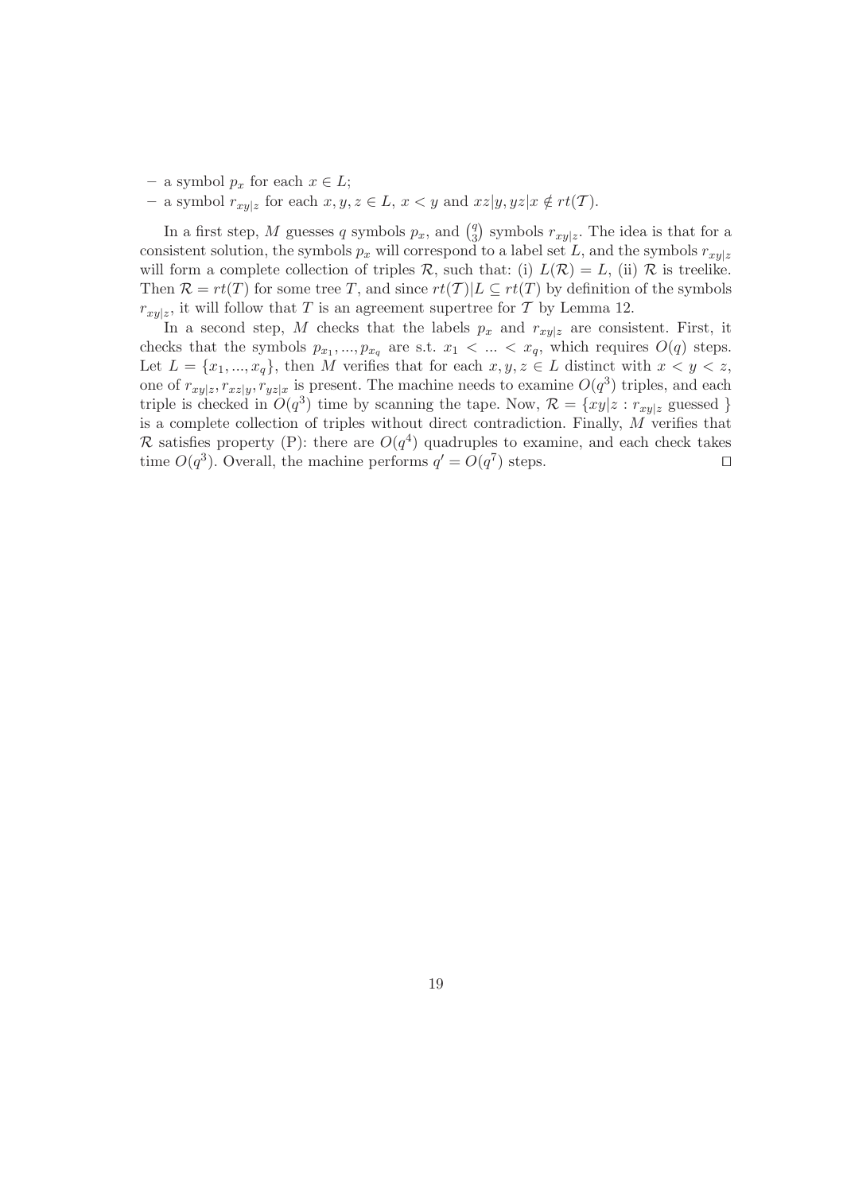– a symbol $p_x$ for each $x \in L$;
– a symbol $r_{xy|z}$ for each $x, y, z \in L$, $x < y$ and $xz|y, yz|x \notin rt(\mathcal{T})$.

In a first step, $M$ guesses $q$ symbols $p_x$, and $\binom{q}{3}$ symbols $r_{xy|z}$. The idea is that for a consistent solution, the symbols $p_x$ will correspond to a label set $L$, and the symbols $r_{xy|z}$ will form a complete collection of triples $\mathcal{R}$, such that: (i) $L(\mathcal{R}) = L$, (ii) $\mathcal{R}$ is treelike. Then $\mathcal{R} = rt(T)$ for some tree $T$, and since $rt(\mathcal{T})|L \subseteq rt(T)$ by definition of the symbols $r_{xy|z}$, it will follow that $T$ is an agreement supertree for $\mathcal{T}$ by Lemma 12.

In a second step, $M$ checks that the labels $p_x$ and $r_{xy|z}$ are consistent. First, it checks that the symbols $p_{x_1}, ..., p_{x_q}$ are s.t. $x_1 < ... < x_q$, which requires $O(q)$ steps. Let $L = \{x_1, ..., x_q\}$, then $M$ verifies that for each $x, y, z \in L$ distinct with $x < y < z$, one of $r_{xy|z}, r_{xz|y}, r_{yz|x}$ is present. The machine needs to examine $O(q^3)$ triples, and each triple is checked in $O(q^3)$ time by scanning the tape. Now, $\mathcal{R} = \{xy|z : r_{xy|z} \text{ guessed }\}$ is a complete collection of triples without direct contradiction. Finally, $M$ verifies that $\mathcal{R}$ satisfies property (P): there are $O(q^4)$ quadruples to examine, and each check takes time $O(q^3)$. Overall, the machine performs $q' = O(q^7)$ steps. ◻